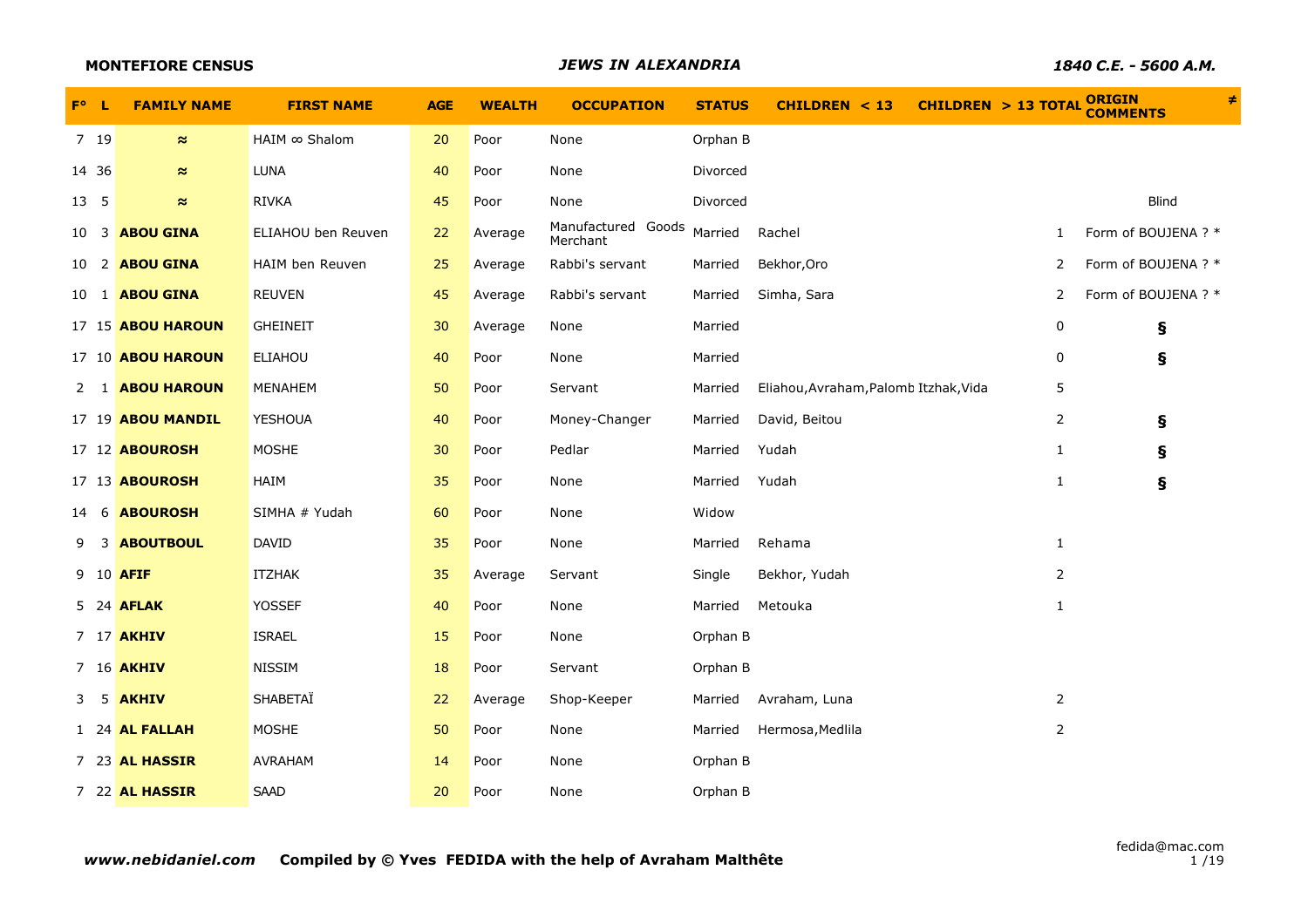**MONTEFIORE CENSUS** *JEWS IN ALEXANDRIA* *1840 C.E. - 5600 A.M.*

| F° | L | FAMILY NAME | FIRST NAME | AGE | WEALTH | OCCUPATION | STATUS | CHILDREN < 13 | CHILDREN > 13 | TOTAL | ORIGIN COMMENTS | ≠ |
|---|---|---|---|---|---|---|---|---|---|---|---|---|
| 7 | 19 | ≈ | HAIM ∞ Shalom | 20 | Poor | None | Orphan B | | | | | |
| 14 | 36 | ≈ | LUNA | 40 | Poor | None | Divorced | | | | | |
| 13 | 5 | ≈ | RIVKA | 45 | Poor | None | Divorced | | | | Blind | |
| 10 | 3 | **ABOU GINA** | ELIAHOU ben Reuven | 22 | Average | Manufactured Goods Merchant | Married | Rachel | | 1 | Form of BOUJENA ? * | |
| 10 | 2 | **ABOU GINA** | HAIM ben Reuven | 25 | Average | Rabbi's servant | Married | Bekhor,Oro | | 2 | Form of BOUJENA ? * | |
| 10 | 1 | **ABOU GINA** | REUVEN | 45 | Average | Rabbi's servant | Married | Simha, Sara | | 2 | Form of BOUJENA ? * | |
| 17 | 15 | **ABOU HAROUN** | GHEINEIT | 30 | Average | None | Married | | | 0 | § | |
| 17 | 10 | **ABOU HAROUN** | ELIAHOU | 40 | Poor | None | Married | | | 0 | § | |
| 2 | 1 | **ABOU HAROUN** | MENAHEM | 50 | Poor | Servant | Married | Eliahou,Avraham,Palomb | Itzhak,Vida | 5 | | |
| 17 | 19 | **ABOU MANDIL** | YESHOUA | 40 | Poor | Money-Changer | Married | David, Beitou | | 2 | § | |
| 17 | 12 | **ABOUROSH** | MOSHE | 30 | Poor | Pedlar | Married | Yudah | | 1 | § | |
| 17 | 13 | **ABOUROSH** | HAIM | 35 | Poor | None | Married | Yudah | | 1 | § | |
| 14 | 6 | **ABOUROSH** | SIMHA # Yudah | 60 | Poor | None | Widow | | | | | |
| 9 | 3 | **ABOUTBOUL** | DAVID | 35 | Poor | None | Married | Rehama | | 1 | | |
| 9 | 10 | **AFIF** | ITZHAK | 35 | Average | Servant | Single | Bekhor, Yudah | | 2 | | |
| 5 | 24 | **AFLAK** | YOSSEF | 40 | Poor | None | Married | Metouka | | 1 | | |
| 7 | 17 | **AKHIV** | ISRAEL | 15 | Poor | None | Orphan B | | | | | |
| 7 | 16 | **AKHIV** | NISSIM | 18 | Poor | Servant | Orphan B | | | | | |
| 3 | 5 | **AKHIV** | SHABETAÏ | 22 | Average | Shop-Keeper | Married | Avraham, Luna | | 2 | | |
| 1 | 24 | **AL FALLAH** | MOSHE | 50 | Poor | None | Married | Hermosa,Medlila | | 2 | | |
| 7 | 23 | **AL HASSIR** | AVRAHAM | 14 | Poor | None | Orphan B | | | | | |
| 7 | 22 | **AL HASSIR** | SAAD | 20 | Poor | None | Orphan B | | | | | |

***www.nebidaniel.com*** **Compiled by © Yves FEDIDA with the help of Avraham Malthête** fedida@mac.com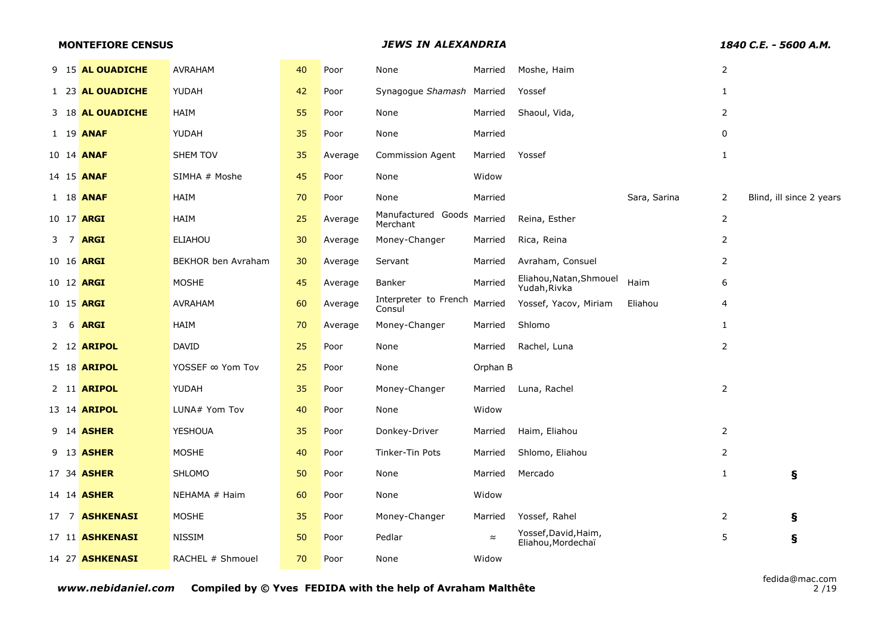| | | | | | | | | | | | |
|---|---|---|---|---|---|---|---|---|---|---|---|
| 9 | 15 | **AL OUADICHE** | AVRAHAM | 40 | Poor | None | Married | Moshe, Haim | | 2 | |
| 1 | 23 | **AL OUADICHE** | YUDAH | 42 | Poor | Synagogue *Shamash* | Married | Yossef | | 1 | |
| 3 | 18 | **AL OUADICHE** | HAIM | 55 | Poor | None | Married | Shaoul, Vida, | | 2 | |
| 1 | 19 | **ANAF** | YUDAH | 35 | Poor | None | Married | | | 0 | |
| 10 | 14 | **ANAF** | SHEM TOV | 35 | Average | Commission Agent | Married | Yossef | | 1 | |
| 14 | 15 | **ANAF** | SIMHA # Moshe | 45 | Poor | None | Widow | | | | |
| 1 | 18 | **ANAF** | HAIM | 70 | Poor | None | Married | | Sara, Sarina | 2 | Blind, ill since 2 years |
| 10 | 17 | **ARGI** | HAIM | 25 | Average | Manufactured Goods Merchant | Married | Reina, Esther | | 2 | |
| 3 | 7 | **ARGI** | ELIAHOU | 30 | Average | Money-Changer | Married | Rica, Reina | | 2 | |
| 10 | 16 | **ARGI** | BEKHOR ben Avraham | 30 | Average | Servant | Married | Avraham, Consuel | | 2 | |
| 10 | 12 | **ARGI** | MOSHE | 45 | Average | Banker | Married | Eliahou,Natan,Shmouel Yudah,Rivka | Haim | 6 | |
| 10 | 15 | **ARGI** | AVRAHAM | 60 | Average | Interpreter to French Consul | Married | Yossef, Yacov, Miriam | Eliahou | 4 | |
| 3 | 6 | **ARGI** | HAIM | 70 | Average | Money-Changer | Married | Shlomo | | 1 | |
| 2 | 12 | **ARIPOL** | DAVID | 25 | Poor | None | Married | Rachel, Luna | | 2 | |
| 15 | 18 | **ARIPOL** | YOSSEF ∞ Yom Tov | 25 | Poor | None | Orphan B | | | | |
| 2 | 11 | **ARIPOL** | YUDAH | 35 | Poor | Money-Changer | Married | Luna, Rachel | | 2 | |
| 13 | 14 | **ARIPOL** | LUNA# Yom Tov | 40 | Poor | None | Widow | | | | |
| 9 | 14 | **ASHER** | YESHOUA | 35 | Poor | Donkey-Driver | Married | Haim, Eliahou | | 2 | |
| 9 | 13 | **ASHER** | MOSHE | 40 | Poor | Tinker-Tin Pots | Married | Shlomo, Eliahou | | 2 | |
| 17 | 34 | **ASHER** | SHLOMO | 50 | Poor | None | Married | Mercado | | 1 | **§** |
| 14 | 14 | **ASHER** | NEHAMA # Haim | 60 | Poor | None | Widow | | | | |
| 17 | 7 | **ASHKENASI** | MOSHE | 35 | Poor | Money-Changer | Married | Yossef, Rahel | | 2 | **§** |
| 17 | 11 | **ASHKENASI** | NISSIM | 50 | Poor | Pedlar | ≈ | Yossef,David,Haim, Eliahou,Mordechaï | | 5 | **§** |
| 14 | 27 | **ASHKENASI** | RACHEL # Shmouel | 70 | Poor | None | Widow | | | | |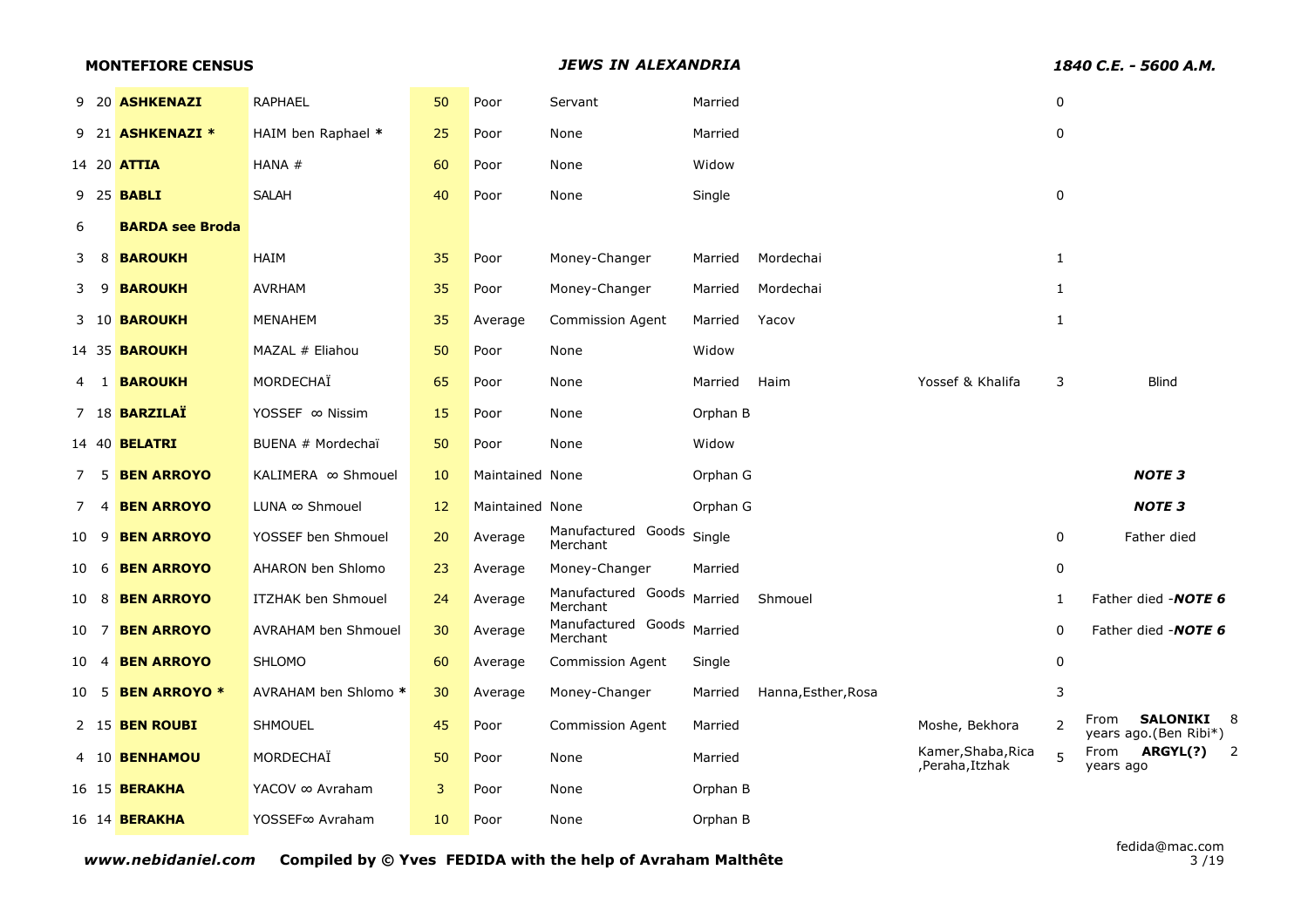| | | | | | | | | | | | |
|---|---|---|---|---|---|---|---|---|---|---|---|
| 9 | 20 | **ASHKENAZI** | RAPHAEL | 50 | Poor | Servant | Married | | | 0 | |
| 9 | 21 | **ASHKENAZI *** | HAIM ben Raphael * | 25 | Poor | None | Married | | | 0 | |
| 14 | 20 | **ATTIA** | HANA # | 60 | Poor | None | Widow | | | | |
| 9 | 25 | **BABLI** | SALAH | 40 | Poor | None | Single | | | 0 | |
| 6 | | **BARDA see Broda** | | | | | | | | | |
| 3 | 8 | **BAROUKH** | HAIM | 35 | Poor | Money-Changer | Married | Mordechai | | 1 | |
| 3 | 9 | **BAROUKH** | AVRHAM | 35 | Poor | Money-Changer | Married | Mordechai | | 1 | |
| 3 | 10 | **BAROUKH** | MENAHEM | 35 | Average | Commission Agent | Married | Yacov | | 1 | |
| 14 | 35 | **BAROUKH** | MAZAL # Eliahou | 50 | Poor | None | Widow | | | | |
| 4 | 1 | **BAROUKH** | MORDECHAÏ | 65 | Poor | None | Married | Haim | Yossef & Khalifa | 3 | Blind |
| 7 | 18 | **BARZILAÏ** | YOSSEF ∞ Nissim | 15 | Poor | None | Orphan B | | | | |
| 14 | 40 | **BELATRI** | BUENA # Mordechaï | 50 | Poor | None | Widow | | | | |
| 7 | 5 | **BEN ARROYO** | KALIMERA ∞ Shmouel | 10 | Maintained | None | Orphan G | | | | ***NOTE 3*** |
| 7 | 4 | **BEN ARROYO** | LUNA ∞ Shmouel | 12 | Maintained | None | Orphan G | | | | ***NOTE 3*** |
| 10 | 9 | **BEN ARROYO** | YOSSEF ben Shmouel | 20 | Average | Manufactured Goods Merchant | Single | | | 0 | Father died |
| 10 | 6 | **BEN ARROYO** | AHARON ben Shlomo | 23 | Average | Money-Changer | Married | | | 0 | |
| 10 | 8 | **BEN ARROYO** | ITZHAK ben Shmouel | 24 | Average | Manufactured Goods Merchant | Married | Shmouel | | 1 | Father died -***NOTE 6*** |
| 10 | 7 | **BEN ARROYO** | AVRAHAM ben Shmouel | 30 | Average | Manufactured Goods Merchant | Married | | | 0 | Father died -***NOTE 6*** |
| 10 | 4 | **BEN ARROYO** | SHLOMO | 60 | Average | Commission Agent | Single | | | 0 | |
| 10 | 5 | **BEN ARROYO *** | AVRAHAM ben Shlomo * | 30 | Average | Money-Changer | Married | Hanna,Esther,Rosa | | 3 | |
| 2 | 15 | **BEN ROUBI** | SHMOUEL | 45 | Poor | Commission Agent | Married | | Moshe, Bekhora | 2 | From **SALONIKI** 8 years ago.(Ben Ribi*) |
| 4 | 10 | **BENHAMOU** | MORDECHAÏ | 50 | Poor | None | Married | | Kamer,Shaba,Rica ,Peraha,Itzhak | 5 | From **ARGYL(?)** 2 years ago |
| 16 | 15 | **BERAKHA** | YACOV ∞ Avraham | 3 | Poor | None | Orphan B | | | | |
| 16 | 14 | **BERAKHA** | YOSSEF∞ Avraham | 10 | Poor | None | Orphan B | | | | |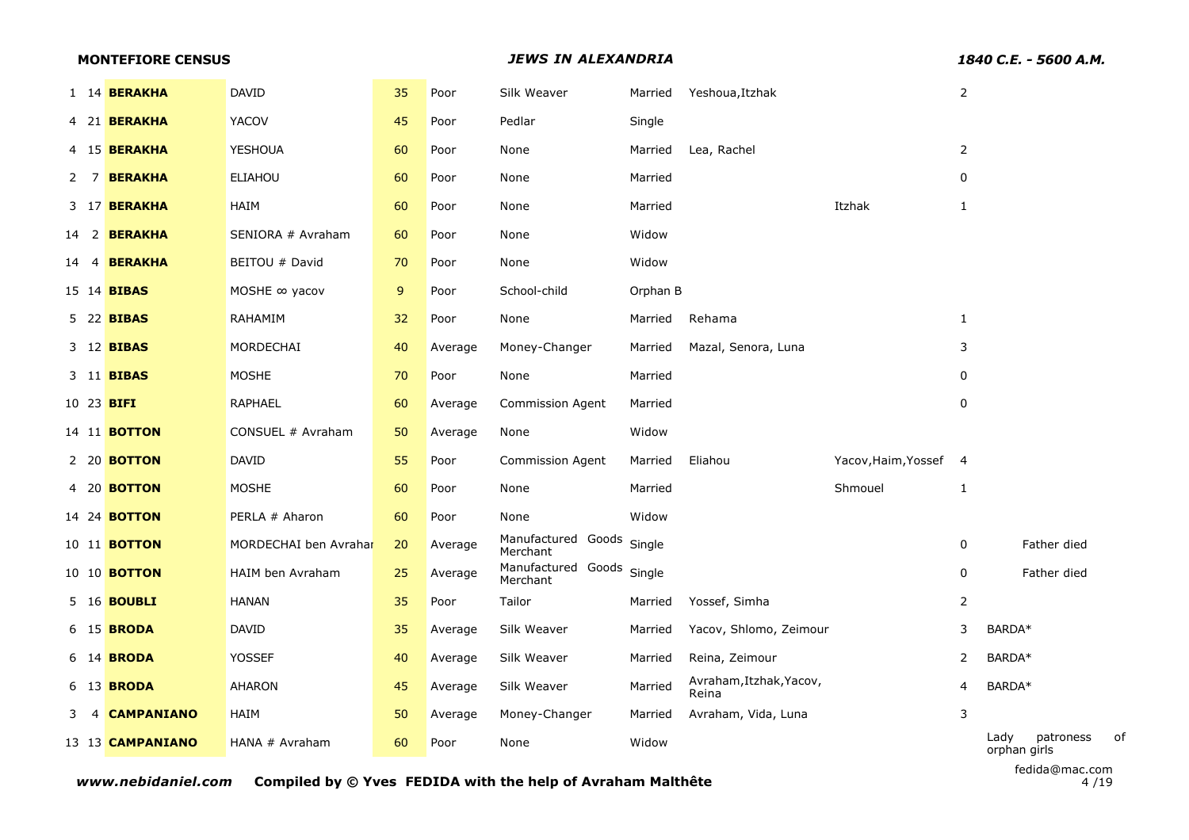| | | | | | | | | | | | |
|---|---|---|---|---|---|---|---|---|---|---|---|
| 1 | 14 | **BERAKHA** | DAVID | 35 | Poor | Silk Weaver | Married | Yeshoua,Itzhak | | 2 | |
| 4 | 21 | **BERAKHA** | YACOV | 45 | Poor | Pedlar | Single | | | | |
| 4 | 15 | **BERAKHA** | YESHOUA | 60 | Poor | None | Married | Lea, Rachel | | 2 | |
| 2 | 7 | **BERAKHA** | ELIAHOU | 60 | Poor | None | Married | | | 0 | |
| 3 | 17 | **BERAKHA** | HAIM | 60 | Poor | None | Married | | Itzhak | 1 | |
| 14 | 2 | **BERAKHA** | SENIORA # Avraham | 60 | Poor | None | Widow | | | | |
| 14 | 4 | **BERAKHA** | BEITOU # David | 70 | Poor | None | Widow | | | | |
| 15 | 14 | **BIBAS** | MOSHE ∞ yacov | 9 | Poor | School-child | Orphan B | | | | |
| 5 | 22 | **BIBAS** | RAHAMIM | 32 | Poor | None | Married | Rehama | | 1 | |
| 3 | 12 | **BIBAS** | MORDECHAI | 40 | Average | Money-Changer | Married | Mazal, Senora, Luna | | 3 | |
| 3 | 11 | **BIBAS** | MOSHE | 70 | Poor | None | Married | | | 0 | |
| 10 | 23 | **BIFI** | RAPHAEL | 60 | Average | Commission Agent | Married | | | 0 | |
| 14 | 11 | **BOTTON** | CONSUEL # Avraham | 50 | Average | None | Widow | | | | |
| 2 | 20 | **BOTTON** | DAVID | 55 | Poor | Commission Agent | Married | Eliahou | Yacov,Haim,Yossef | 4 | |
| 4 | 20 | **BOTTON** | MOSHE | 60 | Poor | None | Married | | Shmouel | 1 | |
| 14 | 24 | **BOTTON** | PERLA # Aharon | 60 | Poor | None | Widow | | | | |
| 10 | 11 | **BOTTON** | MORDECHAI ben Avrahar | 20 | Average | Manufactured Goods Merchant | Single | | | 0 | Father died |
| 10 | 10 | **BOTTON** | HAIM ben Avraham | 25 | Average | Manufactured Goods Merchant | Single | | | 0 | Father died |
| 5 | 16 | **BOUBLI** | HANAN | 35 | Poor | Tailor | Married | Yossef, Simha | | 2 | |
| 6 | 15 | **BRODA** | DAVID | 35 | Average | Silk Weaver | Married | Yacov, Shlomo, Zeimour | | 3 | BARDA* |
| 6 | 14 | **BRODA** | YOSSEF | 40 | Average | Silk Weaver | Married | Reina, Zeimour | | 2 | BARDA* |
| 6 | 13 | **BRODA** | AHARON | 45 | Average | Silk Weaver | Married | Avraham,Itzhak,Yacov, Reina | | 4 | BARDA* |
| 3 | 4 | **CAMPANIANO** | HAIM | 50 | Average | Money-Changer | Married | Avraham, Vida, Luna | | 3 | |
| 13 | 13 | **CAMPANIANO** | HANA # Avraham | 60 | Poor | None | Widow | | | | Lady patroness of orphan girls |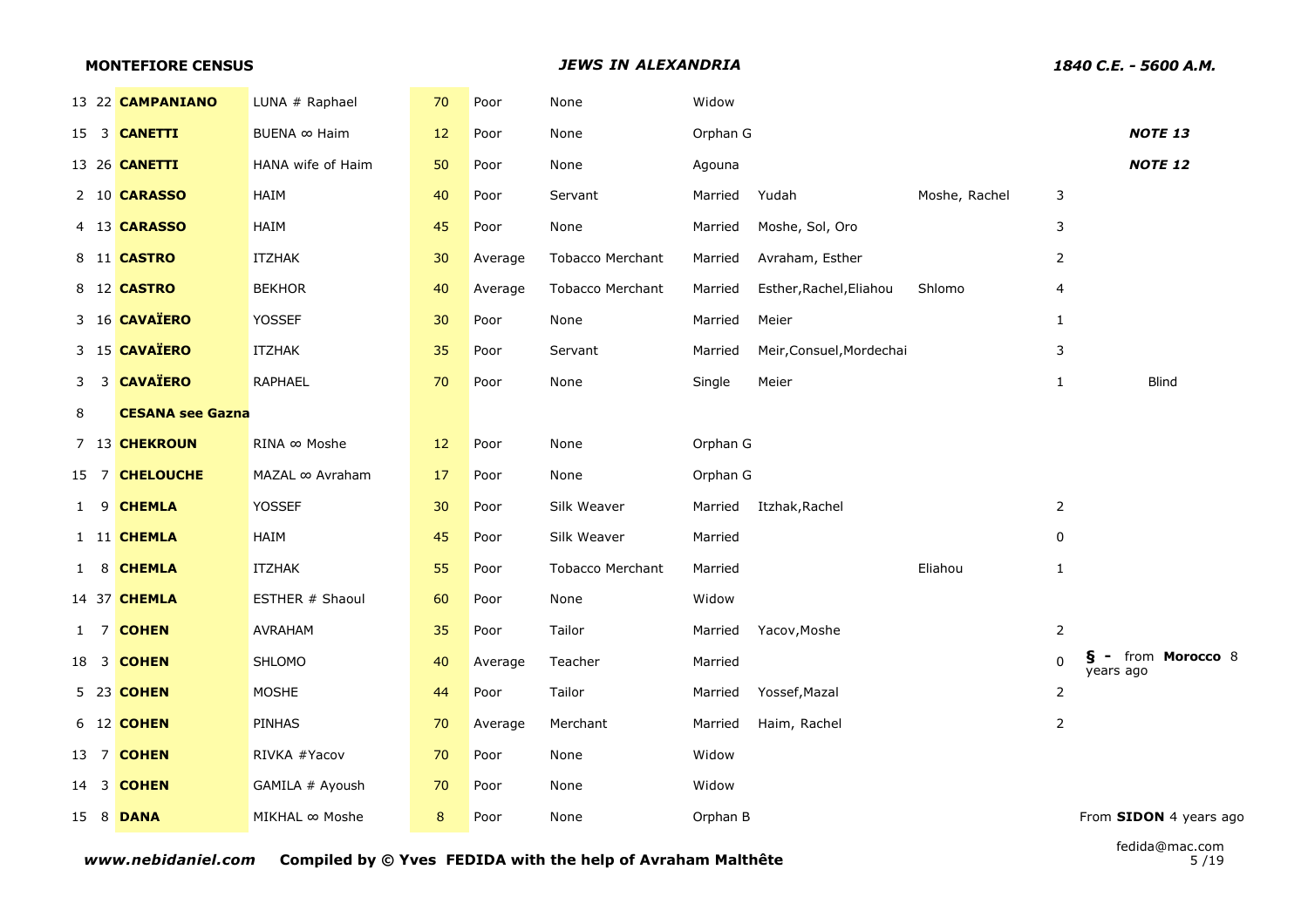| | | | | | | | | | | | |
|---|---|---|---|---|---|---|---|---|---|---|---|
| 13 | 22 | **CAMPANIANO** | LUNA # Raphael | 70 | Poor | None | Widow | | | | |
| 15 | 3 | **CANETTI** | BUENA ∞ Haim | 12 | Poor | None | Orphan G | | | | ***NOTE 13*** |
| 13 | 26 | **CANETTI** | HANA wife of Haim | 50 | Poor | None | Agouna | | | | ***NOTE 12*** |
| 2 | 10 | **CARASSO** | HAIM | 40 | Poor | Servant | Married | Yudah | Moshe, Rachel | 3 | |
| 4 | 13 | **CARASSO** | HAIM | 45 | Poor | None | Married | Moshe, Sol, Oro | | 3 | |
| 8 | 11 | **CASTRO** | ITZHAK | 30 | Average | Tobacco Merchant | Married | Avraham, Esther | | 2 | |
| 8 | 12 | **CASTRO** | BEKHOR | 40 | Average | Tobacco Merchant | Married | Esther,Rachel,Eliahou | Shlomo | 4 | |
| 3 | 16 | **CAVAÏERO** | YOSSEF | 30 | Poor | None | Married | Meier | | 1 | |
| 3 | 15 | **CAVAÏERO** | ITZHAK | 35 | Poor | Servant | Married | Meir,Consuel,Mordechai | | 3 | |
| 3 | 3 | **CAVAÏERO** | RAPHAEL | 70 | Poor | None | Single | Meier | | 1 | Blind |
| 8 | | **CESANA see Gazna** | | | | | | | | | |
| 7 | 13 | **CHEKROUN** | RINA ∞ Moshe | 12 | Poor | None | Orphan G | | | | |
| 15 | 7 | **CHELOUCHE** | MAZAL ∞ Avraham | 17 | Poor | None | Orphan G | | | | |
| 1 | 9 | **CHEMLA** | YOSSEF | 30 | Poor | Silk Weaver | Married | Itzhak,Rachel | | 2 | |
| 1 | 11 | **CHEMLA** | HAIM | 45 | Poor | Silk Weaver | Married | | | 0 | |
| 1 | 8 | **CHEMLA** | ITZHAK | 55 | Poor | Tobacco Merchant | Married | | Eliahou | 1 | |
| 14 | 37 | **CHEMLA** | ESTHER # Shaoul | 60 | Poor | None | Widow | | | | |
| 1 | 7 | **COHEN** | AVRAHAM | 35 | Poor | Tailor | Married | Yacov,Moshe | | 2 | |
| 18 | 3 | **COHEN** | SHLOMO | 40 | Average | Teacher | Married | | | 0 | **§ -** from **Morocco** 8 years ago |
| 5 | 23 | **COHEN** | MOSHE | 44 | Poor | Tailor | Married | Yossef,Mazal | | 2 | |
| 6 | 12 | **COHEN** | PINHAS | 70 | Average | Merchant | Married | Haim, Rachel | | 2 | |
| 13 | 7 | **COHEN** | RIVKA #Yacov | 70 | Poor | None | Widow | | | | |
| 14 | 3 | **COHEN** | GAMILA # Ayoush | 70 | Poor | None | Widow | | | | |
| 15 | 8 | **DANA** | MIKHAL ∞ Moshe | 8 | Poor | None | Orphan B | | | | From **SIDON** 4 years ago |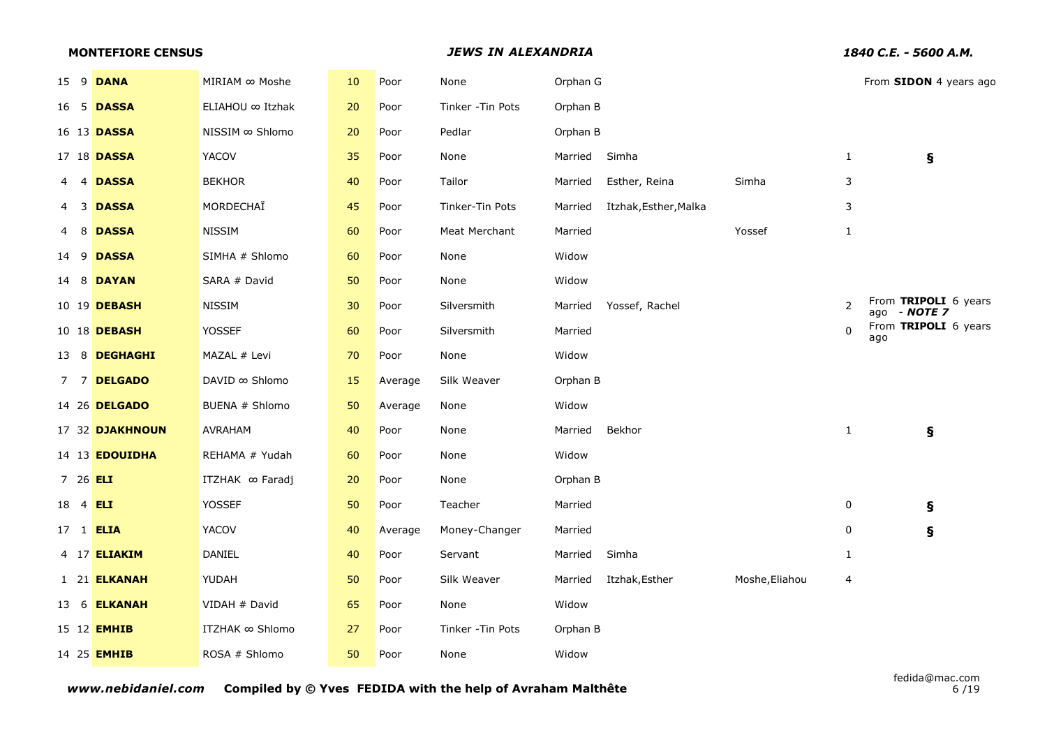| | | | | | | | | | | | |
|---|---|---|---|---|---|---|---|---|---|---|---|
| 15 | 9 | **DANA** | MIRIAM ∞ Moshe | 10 | Poor | None | Orphan G | | | | From **SIDON** 4 years ago |
| 16 | 5 | **DASSA** | ELIAHOU ∞ Itzhak | 20 | Poor | Tinker -Tin Pots | Orphan B | | | | |
| 16 | 13 | **DASSA** | NISSIM ∞ Shlomo | 20 | Poor | Pedlar | Orphan B | | | | |
| 17 | 18 | **DASSA** | YACOV | 35 | Poor | None | Married | Simha | | 1 | **§** |
| 4 | 4 | **DASSA** | BEKHOR | 40 | Poor | Tailor | Married | Esther, Reina | Simha | 3 | |
| 4 | 3 | **DASSA** | MORDECHAÏ | 45 | Poor | Tinker-Tin Pots | Married | Itzhak,Esther,Malka | | 3 | |
| 4 | 8 | **DASSA** | NISSIM | 60 | Poor | Meat Merchant | Married | | Yossef | 1 | |
| 14 | 9 | **DASSA** | SIMHA # Shlomo | 60 | Poor | None | Widow | | | | |
| 14 | 8 | **DAYAN** | SARA # David | 50 | Poor | None | Widow | | | | |
| 10 | 19 | **DEBASH** | NISSIM | 30 | Poor | Silversmith | Married | Yossef, Rachel | | 2 | From **TRIPOLI** 6 years ago - ***NOTE 7*** |
| 10 | 18 | **DEBASH** | YOSSEF | 60 | Poor | Silversmith | Married | | | 0 | From **TRIPOLI** 6 years ago |
| 13 | 8 | **DEGHAGHI** | MAZAL # Levi | 70 | Poor | None | Widow | | | | |
| 7 | 7 | **DELGADO** | DAVID ∞ Shlomo | 15 | Average | Silk Weaver | Orphan B | | | | |
| 14 | 26 | **DELGADO** | BUENA # Shlomo | 50 | Average | None | Widow | | | | |
| 17 | 32 | **DJAKHNOUN** | AVRAHAM | 40 | Poor | None | Married | Bekhor | | 1 | **§** |
| 14 | 13 | **EDOUIDHA** | REHAMA # Yudah | 60 | Poor | None | Widow | | | | |
| 7 | 26 | **ELI** | ITZHAK ∞ Faradj | 20 | Poor | None | Orphan B | | | | |
| 18 | 4 | **ELI** | YOSSEF | 50 | Poor | Teacher | Married | | | 0 | **§** |
| 17 | 1 | **ELIA** | YACOV | 40 | Average | Money-Changer | Married | | | 0 | **§** |
| 4 | 17 | **ELIAKIM** | DANIEL | 40 | Poor | Servant | Married | Simha | | 1 | |
| 1 | 21 | **ELKANAH** | YUDAH | 50 | Poor | Silk Weaver | Married | Itzhak,Esther | Moshe,Eliahou | 4 | |
| 13 | 6 | **ELKANAH** | VIDAH # David | 65 | Poor | None | Widow | | | | |
| 15 | 12 | **EMHIB** | ITZHAK ∞ Shlomo | 27 | Poor | Tinker -Tin Pots | Orphan B | | | | |
| 14 | 25 | **EMHIB** | ROSA # Shlomo | 50 | Poor | None | Widow | | | | |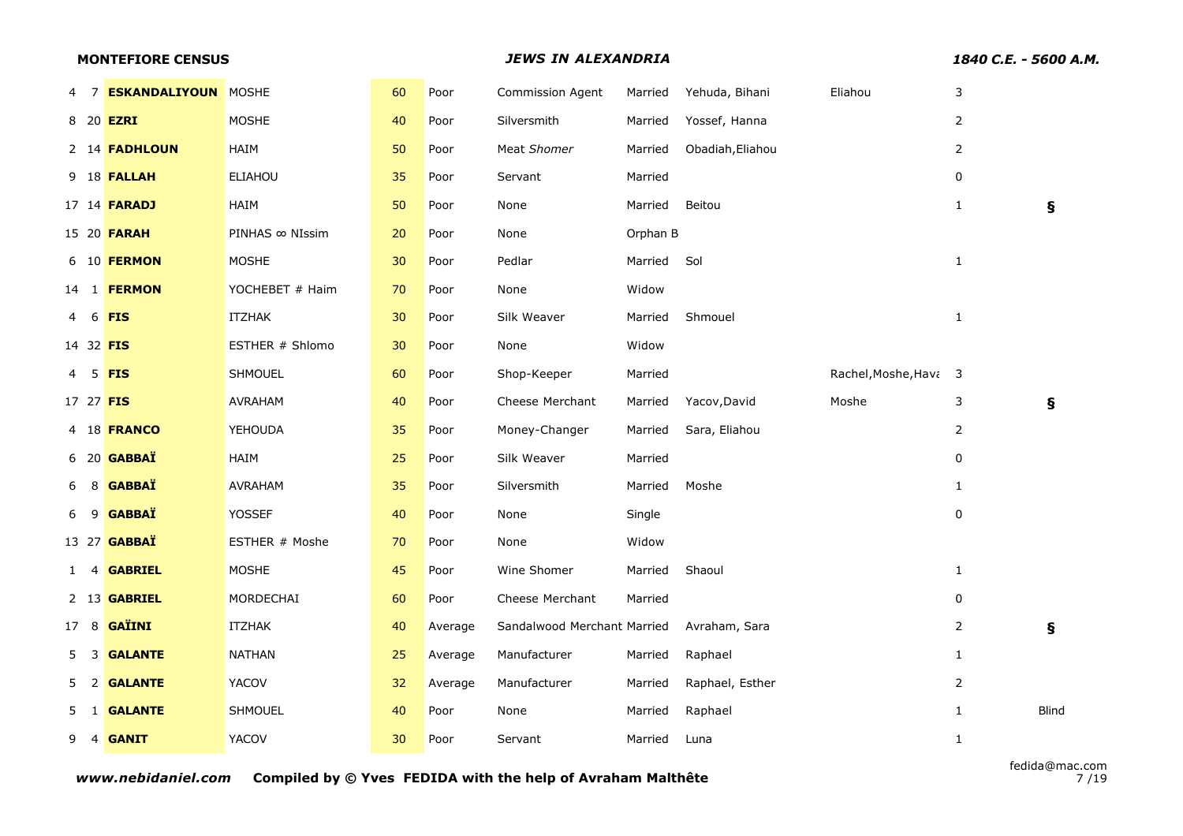**MONTEFIORE CENSUS** *JEWS IN ALEXANDRIA* *1840 C.E. - 5600 A.M.*

| | | | | | | | | | | | |
|---|---|---|---|---|---|---|---|---|---|---|---|
| 4 | 7 | **ESKANDALIYOUN** | MOSHE | 60 | Poor | Commission Agent | Married | Yehuda, Bihani | Eliahou | 3 | |
| 8 | 20 | **EZRI** | MOSHE | 40 | Poor | Silversmith | Married | Yossef, Hanna | | 2 | |
| 2 | 14 | **FADHLOUN** | HAIM | 50 | Poor | Meat *Shomer* | Married | Obadiah,Eliahou | | 2 | |
| 9 | 18 | **FALLAH** | ELIAHOU | 35 | Poor | Servant | Married | | | 0 | |
| 17 | 14 | **FARADJ** | HAIM | 50 | Poor | None | Married | Beitou | | 1 | **§** |
| 15 | 20 | **FARAH** | PINHAS ∞ NIssim | 20 | Poor | None | Orphan B | | | | |
| 6 | 10 | **FERMON** | MOSHE | 30 | Poor | Pedlar | Married | Sol | | 1 | |
| 14 | 1 | **FERMON** | YOCHEBET # Haim | 70 | Poor | None | Widow | | | | |
| 4 | 6 | **FIS** | ITZHAK | 30 | Poor | Silk Weaver | Married | Shmouel | | 1 | |
| 14 | 32 | **FIS** | ESTHER # Shlomo | 30 | Poor | None | Widow | | | | |
| 4 | 5 | **FIS** | SHMOUEL | 60 | Poor | Shop-Keeper | Married | | Rachel,Moshe,Hava | 3 | |
| 17 | 27 | **FIS** | AVRAHAM | 40 | Poor | Cheese Merchant | Married | Yacov,David | Moshe | 3 | **§** |
| 4 | 18 | **FRANCO** | YEHOUDA | 35 | Poor | Money-Changer | Married | Sara, Eliahou | | 2 | |
| 6 | 20 | **GABBAÏ** | HAIM | 25 | Poor | Silk Weaver | Married | | | 0 | |
| 6 | 8 | **GABBAÏ** | AVRAHAM | 35 | Poor | Silversmith | Married | Moshe | | 1 | |
| 6 | 9 | **GABBAÏ** | YOSSEF | 40 | Poor | None | Single | | | 0 | |
| 13 | 27 | **GABBAÏ** | ESTHER # Moshe | 70 | Poor | None | Widow | | | | |
| 1 | 4 | **GABRIEL** | MOSHE | 45 | Poor | Wine Shomer | Married | Shaoul | | 1 | |
| 2 | 13 | **GABRIEL** | MORDECHAI | 60 | Poor | Cheese Merchant | Married | | | 0 | |
| 17 | 8 | **GAÏINI** | ITZHAK | 40 | Average | Sandalwood Merchant | Married | Avraham, Sara | | 2 | **§** |
| 5 | 3 | **GALANTE** | NATHAN | 25 | Average | Manufacturer | Married | Raphael | | 1 | |
| 5 | 2 | **GALANTE** | YACOV | 32 | Average | Manufacturer | Married | Raphael, Esther | | 2 | |
| 5 | 1 | **GALANTE** | SHMOUEL | 40 | Poor | None | Married | Raphael | | 1 | Blind |
| 9 | 4 | **GANIT** | YACOV | 30 | Poor | Servant | Married | Luna | | 1 | |

*www.nebidaniel.com* **Compiled by © Yves FEDIDA with the help of Avraham Malthête** fedida@mac.com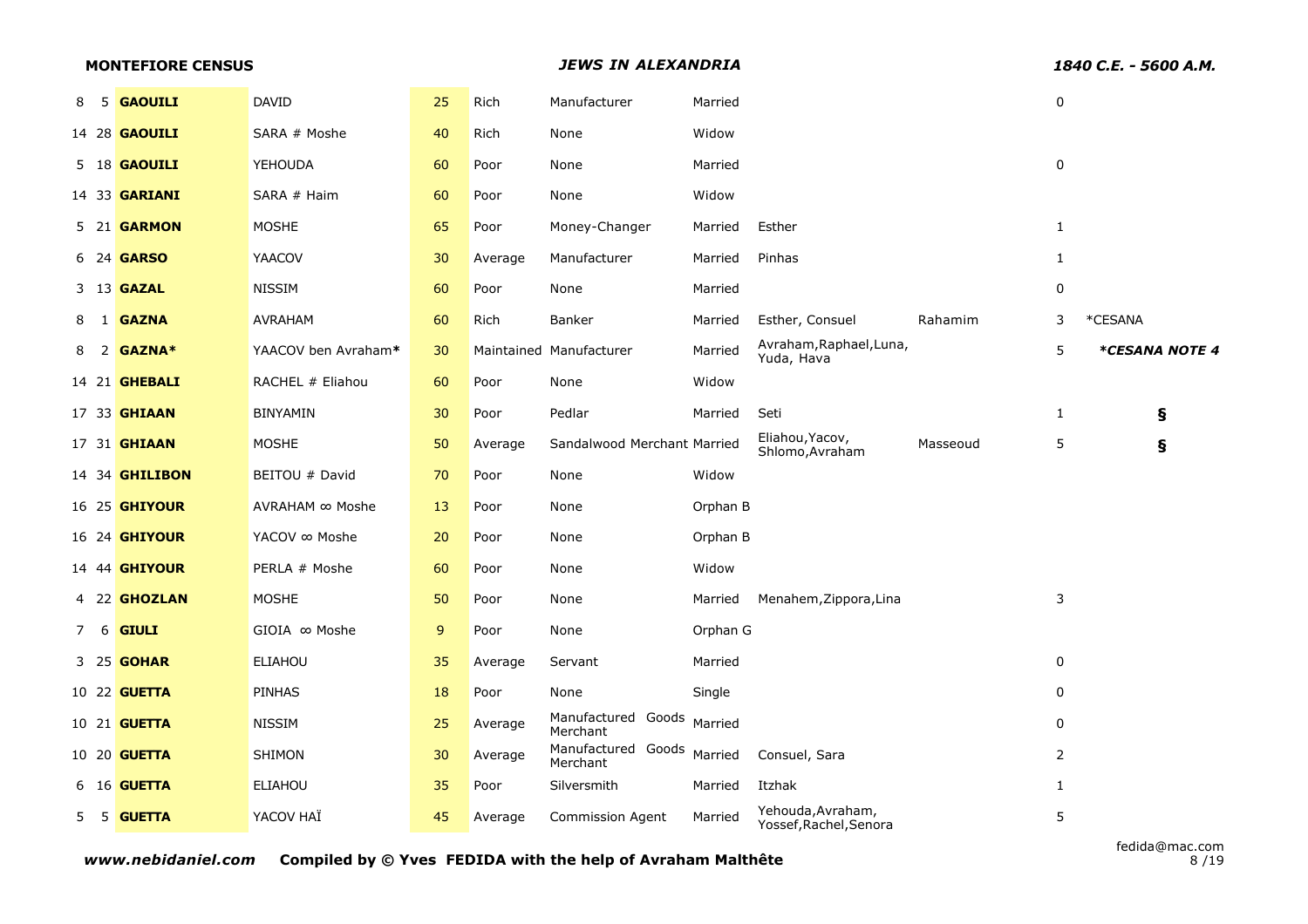| | | | | | | | | | | |
|---|---|---|---|---|---|---|---|---|---|---|
| 8 | 5 | **GAOUILI** | DAVID | 25 | Rich | Manufacturer | Married | | | 0 | |
| 14 | 28 | **GAOUILI** | SARA # Moshe | 40 | Rich | None | Widow | | | | |
| 5 | 18 | **GAOUILI** | YEHOUDA | 60 | Poor | None | Married | | | 0 | |
| 14 | 33 | **GARIANI** | SARA # Haim | 60 | Poor | None | Widow | | | | |
| 5 | 21 | **GARMON** | MOSHE | 65 | Poor | Money-Changer | Married | Esther | | 1 | |
| 6 | 24 | **GARSO** | YAACOV | 30 | Average | Manufacturer | Married | Pinhas | | 1 | |
| 3 | 13 | **GAZAL** | NISSIM | 60 | Poor | None | Married | | | 0 | |
| 8 | 1 | **GAZNA** | AVRAHAM | 60 | Rich | Banker | Married | Esther, Consuel | Rahamim | 3 | *CESANA |
| 8 | 2 | **GAZNA*** | YAACOV ben Avraham* | 30 | Maintained | Manufacturer | Married | Avraham,Raphael,Luna, Yuda, Hava | | 5 | ***CESANA NOTE 4** |
| 14 | 21 | **GHEBALI** | RACHEL # Eliahou | 60 | Poor | None | Widow | | | | |
| 17 | 33 | **GHIAAN** | BINYAMIN | 30 | Poor | Pedlar | Married | Seti | | 1 | § |
| 17 | 31 | **GHIAAN** | MOSHE | 50 | Average | Sandalwood Merchant | Married | Eliahou,Yacov, Shlomo,Avraham | Masseoud | 5 | § |
| 14 | 34 | **GHILIBON** | BEITOU # David | 70 | Poor | None | Widow | | | | |
| 16 | 25 | **GHIYOUR** | AVRAHAM ∞ Moshe | 13 | Poor | None | Orphan B | | | | |
| 16 | 24 | **GHIYOUR** | YACOV ∞ Moshe | 20 | Poor | None | Orphan B | | | | |
| 14 | 44 | **GHIYOUR** | PERLA # Moshe | 60 | Poor | None | Widow | | | | |
| 4 | 22 | **GHOZLAN** | MOSHE | 50 | Poor | None | Married | Menahem,Zippora,Lina | | 3 | |
| 7 | 6 | **GIULI** | GIOIA ∞ Moshe | 9 | Poor | None | Orphan G | | | | |
| 3 | 25 | **GOHAR** | ELIAHOU | 35 | Average | Servant | Married | | | 0 | |
| 10 | 22 | **GUETTA** | PINHAS | 18 | Poor | None | Single | | | 0 | |
| 10 | 21 | **GUETTA** | NISSIM | 25 | Average | Manufactured Goods Merchant | Married | | | 0 | |
| 10 | 20 | **GUETTA** | SHIMON | 30 | Average | Manufactured Goods Merchant | Married | Consuel, Sara | | 2 | |
| 6 | 16 | **GUETTA** | ELIAHOU | 35 | Poor | Silversmith | Married | Itzhak | | 1 | |
| 5 | 5 | **GUETTA** | YACOV HAÏ | 45 | Average | Commission Agent | Married | Yehouda,Avraham, Yossef,Rachel,Senora | | 5 | |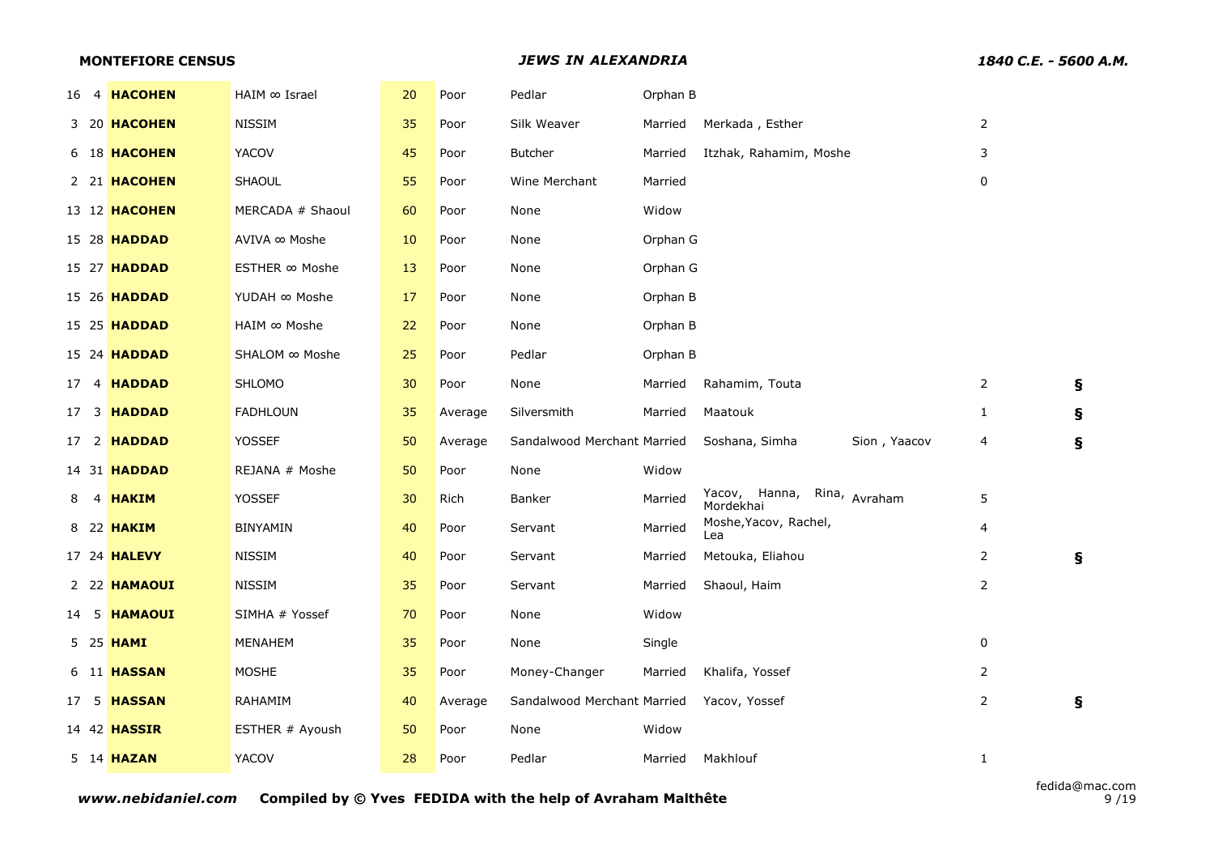| | | | | | | | | | | |
|---|---|---|---|---|---|---|---|---|---|---|
| 16 | 4 | **HACOHEN** | HAIM ∞ Israel | 20 | Poor | Pedlar | Orphan B | | | |
| 3 | 20 | **HACOHEN** | NISSIM | 35 | Poor | Silk Weaver | Married | Merkada , Esther | 2 | |
| 6 | 18 | **HACOHEN** | YACOV | 45 | Poor | Butcher | Married | Itzhak, Rahamim, Moshe | 3 | |
| 2 | 21 | **HACOHEN** | SHAOUL | 55 | Poor | Wine Merchant | Married | | 0 | |
| 13 | 12 | **HACOHEN** | MERCADA # Shaoul | 60 | Poor | None | Widow | | | |
| 15 | 28 | **HADDAD** | AVIVA ∞ Moshe | 10 | Poor | None | Orphan G | | | |
| 15 | 27 | **HADDAD** | ESTHER ∞ Moshe | 13 | Poor | None | Orphan G | | | |
| 15 | 26 | **HADDAD** | YUDAH ∞ Moshe | 17 | Poor | None | Orphan B | | | |
| 15 | 25 | **HADDAD** | HAIM ∞ Moshe | 22 | Poor | None | Orphan B | | | |
| 15 | 24 | **HADDAD** | SHALOM ∞ Moshe | 25 | Poor | Pedlar | Orphan B | | | |
| 17 | 4 | **HADDAD** | SHLOMO | 30 | Poor | None | Married | Rahamim, Touta | 2 | § |
| 17 | 3 | **HADDAD** | FADHLOUN | 35 | Average | Silversmith | Married | Maatouk | 1 | § |
| 17 | 2 | **HADDAD** | YOSSEF | 50 | Average | Sandalwood Merchant | Married | Soshana, Simha Sion , Yaacov | 4 | § |
| 14 | 31 | **HADDAD** | REJANA # Moshe | 50 | Poor | None | Widow | | | |
| 8 | 4 | **HAKIM** | YOSSEF | 30 | Rich | Banker | Married | Yacov, Hanna, Rina, Mordekhai Avraham | 5 | |
| 8 | 22 | **HAKIM** | BINYAMIN | 40 | Poor | Servant | Married | Moshe,Yacov, Rachel, Lea | 4 | |
| 17 | 24 | **HALEVY** | NISSIM | 40 | Poor | Servant | Married | Metouka, Eliahou | 2 | § |
| 2 | 22 | **HAMAOUI** | NISSIM | 35 | Poor | Servant | Married | Shaoul, Haim | 2 | |
| 14 | 5 | **HAMAOUI** | SIMHA # Yossef | 70 | Poor | None | Widow | | | |
| 5 | 25 | **HAMI** | MENAHEM | 35 | Poor | None | Single | | 0 | |
| 6 | 11 | **HASSAN** | MOSHE | 35 | Poor | Money-Changer | Married | Khalifa, Yossef | 2 | |
| 17 | 5 | **HASSAN** | RAHAMIM | 40 | Average | Sandalwood Merchant | Married | Yacov, Yossef | 2 | § |
| 14 | 42 | **HASSIR** | ESTHER # Ayoush | 50 | Poor | None | Widow | | | |
| 5 | 14 | **HAZAN** | YACOV | 28 | Poor | Pedlar | Married | Makhlouf | 1 | |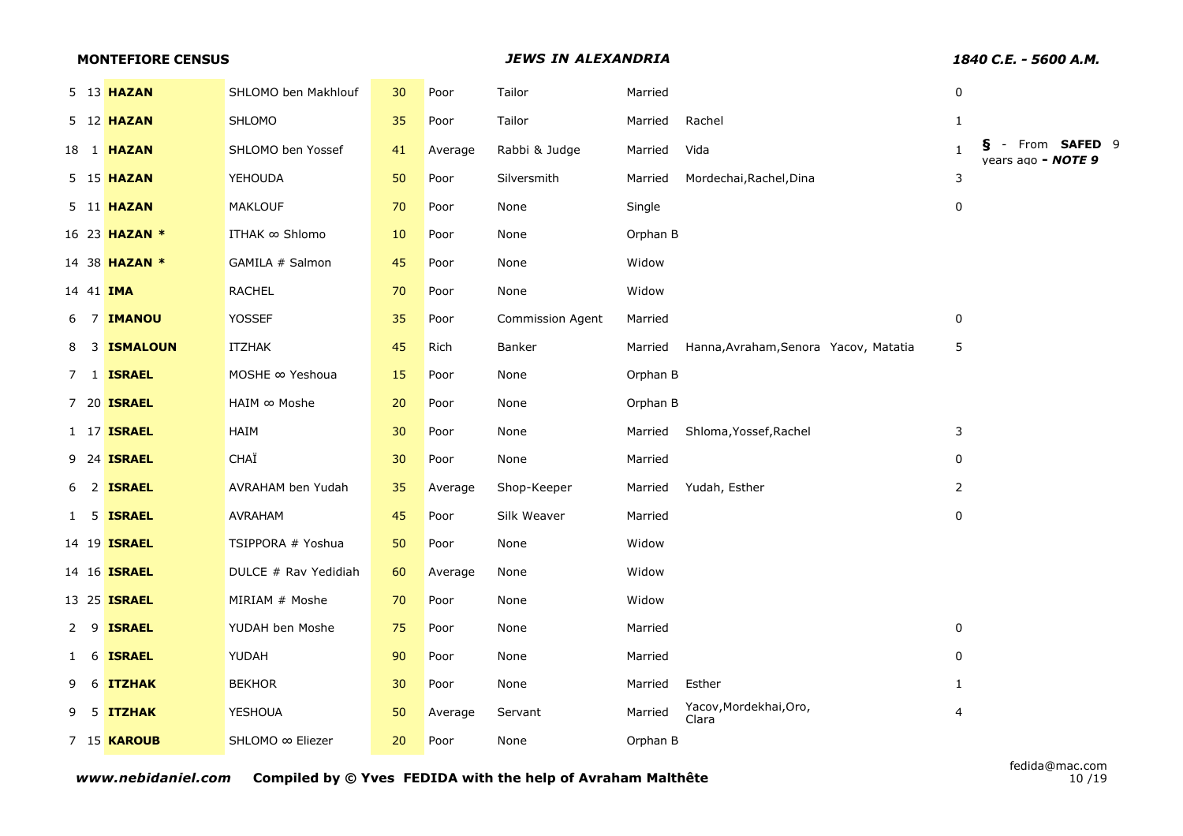**MONTEFIORE CENSUS** — ***JEWS IN ALEXANDRIA*** — ***1840 C.E. - 5600 A.M.***

| | | | | | | | | | | |
|---|---|---|---|---|---|---|---|---|---|---|
| 5 | 13 | **HAZAN** | SHLOMO ben Makhlouf | 30 | Poor | Tailor | Married | | 0 | |
| 5 | 12 | **HAZAN** | SHLOMO | 35 | Poor | Tailor | Married | Rachel | 1 | |
| 18 | 1 | **HAZAN** | SHLOMO ben Yossef | 41 | Average | Rabbi & Judge | Married | Vida | 1 | **§** - From **SAFED** 9 years ago ***- NOTE 9*** |
| 5 | 15 | **HAZAN** | YEHOUDA | 50 | Poor | Silversmith | Married | Mordechai,Rachel,Dina | 3 | |
| 5 | 11 | **HAZAN** | MAKLOUF | 70 | Poor | None | Single | | 0 | |
| 16 | 23 | **HAZAN *** | ITHAK ∞ Shlomo | 10 | Poor | None | Orphan B | | | |
| 14 | 38 | **HAZAN *** | GAMILA # Salmon | 45 | Poor | None | Widow | | | |
| 14 | 41 | **IMA** | RACHEL | 70 | Poor | None | Widow | | | |
| 6 | 7 | **IMANOU** | YOSSEF | 35 | Poor | Commission Agent | Married | | 0 | |
| 8 | 3 | **ISMALOUN** | ITZHAK | 45 | Rich | Banker | Married | Hanna,Avraham,Senora Yacov, Matatia | 5 | |
| 7 | 1 | **ISRAEL** | MOSHE ∞ Yeshoua | 15 | Poor | None | Orphan B | | | |
| 7 | 20 | **ISRAEL** | HAIM ∞ Moshe | 20 | Poor | None | Orphan B | | | |
| 1 | 17 | **ISRAEL** | HAIM | 30 | Poor | None | Married | Shloma,Yossef,Rachel | 3 | |
| 9 | 24 | **ISRAEL** | CHAÏ | 30 | Poor | None | Married | | 0 | |
| 6 | 2 | **ISRAEL** | AVRAHAM ben Yudah | 35 | Average | Shop-Keeper | Married | Yudah, Esther | 2 | |
| 1 | 5 | **ISRAEL** | AVRAHAM | 45 | Poor | Silk Weaver | Married | | 0 | |
| 14 | 19 | **ISRAEL** | TSIPPORA # Yoshua | 50 | Poor | None | Widow | | | |
| 14 | 16 | **ISRAEL** | DULCE # Rav Yedidiah | 60 | Average | None | Widow | | | |
| 13 | 25 | **ISRAEL** | MIRIAM # Moshe | 70 | Poor | None | Widow | | | |
| 2 | 9 | **ISRAEL** | YUDAH ben Moshe | 75 | Poor | None | Married | | 0 | |
| 1 | 6 | **ISRAEL** | YUDAH | 90 | Poor | None | Married | | 0 | |
| 9 | 6 | **ITZHAK** | BEKHOR | 30 | Poor | None | Married | Esther | 1 | |
| 9 | 5 | **ITZHAK** | YESHOUA | 50 | Average | Servant | Married | Yacov,Mordekhai,Oro, Clara | 4 | |
| 7 | 15 | **KAROUB** | SHLOMO ∞ Eliezer | 20 | Poor | None | Orphan B | | | |

***www.nebidaniel.com*** **Compiled by © Yves FEDIDA with the help of Avraham Malthête** — fedida@mac.com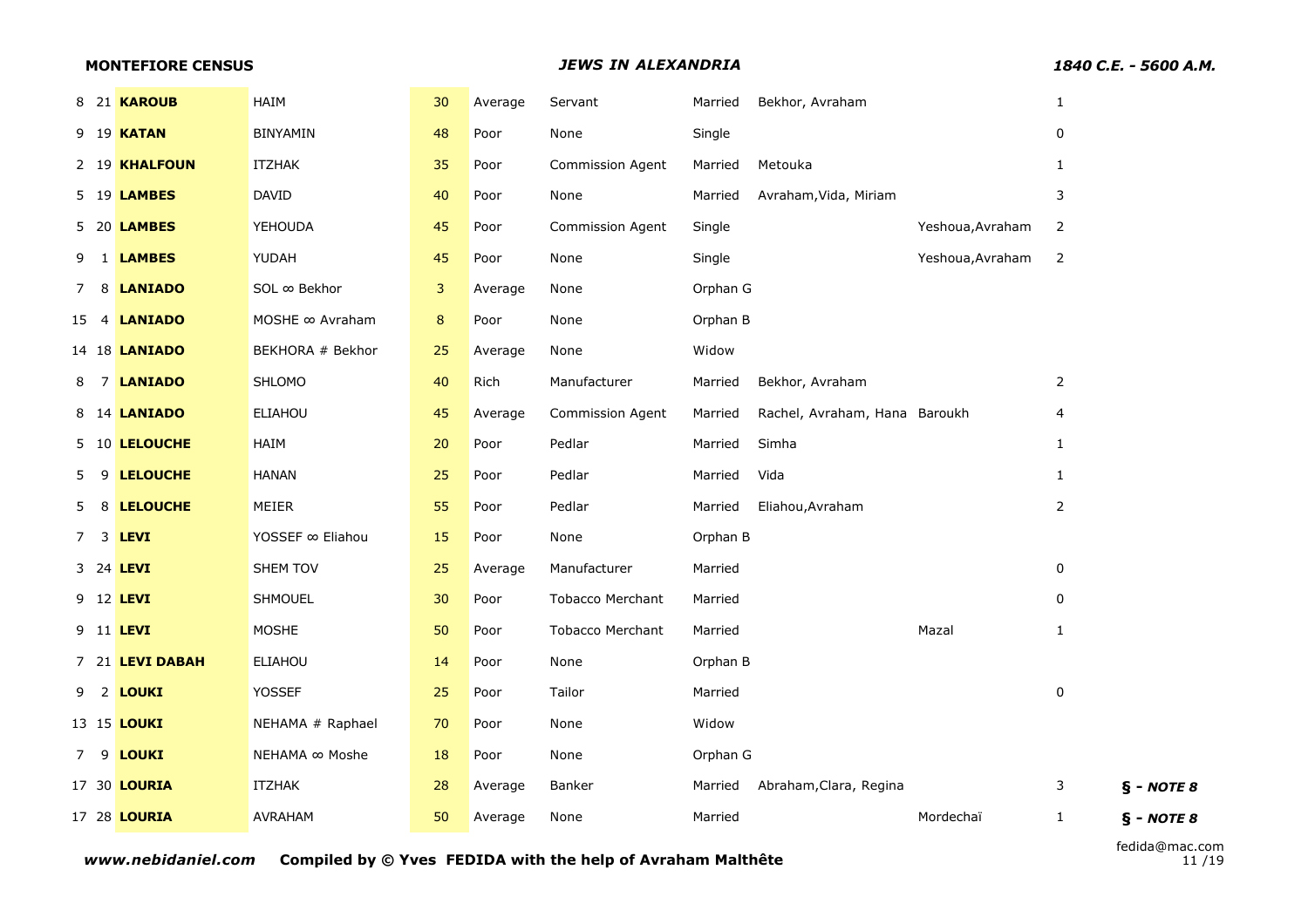| | | | | | | | | | | | |
|---|---|---|---|---|---|---|---|---|---|---|---|
| 8 | 21 | **KAROUB** | HAIM | 30 | Average | Servant | Married | Bekhor, Avraham | | 1 | |
| 9 | 19 | **KATAN** | BINYAMIN | 48 | Poor | None | Single | | | 0 | |
| 2 | 19 | **KHALFOUN** | ITZHAK | 35 | Poor | Commission Agent | Married | Metouka | | 1 | |
| 5 | 19 | **LAMBES** | DAVID | 40 | Poor | None | Married | Avraham,Vida, Miriam | | 3 | |
| 5 | 20 | **LAMBES** | YEHOUDA | 45 | Poor | Commission Agent | Single | | Yeshoua,Avraham | 2 | |
| 9 | 1 | **LAMBES** | YUDAH | 45 | Poor | None | Single | | Yeshoua,Avraham | 2 | |
| 7 | 8 | **LANIADO** | SOL ∞ Bekhor | 3 | Average | None | Orphan G | | | | |
| 15 | 4 | **LANIADO** | MOSHE ∞ Avraham | 8 | Poor | None | Orphan B | | | | |
| 14 | 18 | **LANIADO** | BEKHORA # Bekhor | 25 | Average | None | Widow | | | | |
| 8 | 7 | **LANIADO** | SHLOMO | 40 | Rich | Manufacturer | Married | Bekhor, Avraham | | 2 | |
| 8 | 14 | **LANIADO** | ELIAHOU | 45 | Average | Commission Agent | Married | Rachel, Avraham, Hana | Baroukh | 4 | |
| 5 | 10 | **LELOUCHE** | HAIM | 20 | Poor | Pedlar | Married | Simha | | 1 | |
| 5 | 9 | **LELOUCHE** | HANAN | 25 | Poor | Pedlar | Married | Vida | | 1 | |
| 5 | 8 | **LELOUCHE** | MEIER | 55 | Poor | Pedlar | Married | Eliahou,Avraham | | 2 | |
| 7 | 3 | **LEVI** | YOSSEF ∞ Eliahou | 15 | Poor | None | Orphan B | | | | |
| 3 | 24 | **LEVI** | SHEM TOV | 25 | Average | Manufacturer | Married | | | 0 | |
| 9 | 12 | **LEVI** | SHMOUEL | 30 | Poor | Tobacco Merchant | Married | | | 0 | |
| 9 | 11 | **LEVI** | MOSHE | 50 | Poor | Tobacco Merchant | Married | | Mazal | 1 | |
| 7 | 21 | **LEVI DABAH** | ELIAHOU | 14 | Poor | None | Orphan B | | | | |
| 9 | 2 | **LOUKI** | YOSSEF | 25 | Poor | Tailor | Married | | | 0 | |
| 13 | 15 | **LOUKI** | NEHAMA # Raphael | 70 | Poor | None | Widow | | | | |
| 7 | 9 | **LOUKI** | NEHAMA ∞ Moshe | 18 | Poor | None | Orphan G | | | | |
| 17 | 30 | **LOURIA** | ITZHAK | 28 | Average | Banker | Married | Abraham,Clara, Regina | | 3 | **§ - *NOTE 8*** |
| 17 | 28 | **LOURIA** | AVRAHAM | 50 | Average | None | Married | | Mordechaï | 1 | **§ - *NOTE 8*** |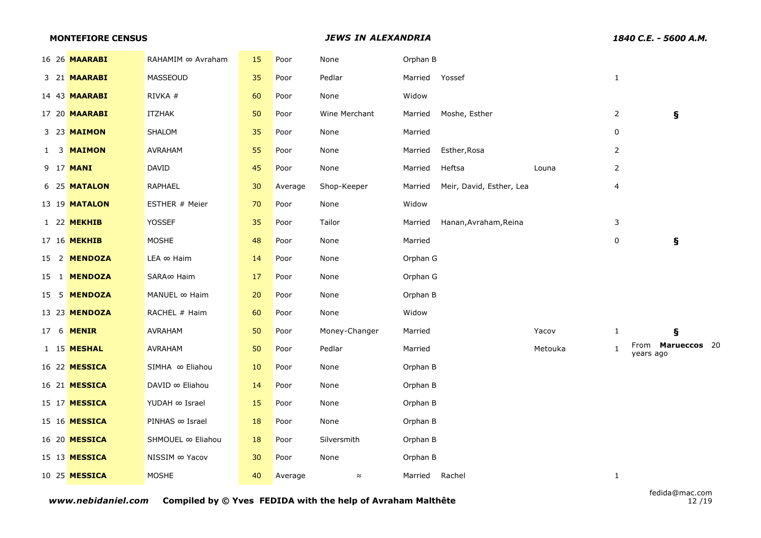| | | | | | | | | | | | |
|---|---|---|---|---|---|---|---|---|---|---|---|
| 16 | 26 | **MAARABI** | RAHAMIM ∞ Avraham | 15 | Poor | None | Orphan B | | | | |
| 3 | 21 | **MAARABI** | MASSEOUD | 35 | Poor | Pedlar | Married | Yossef | | 1 | |
| 14 | 43 | **MAARABI** | RIVKA # | 60 | Poor | None | Widow | | | | |
| 17 | 20 | **MAARABI** | ITZHAK | 50 | Poor | Wine Merchant | Married | Moshe, Esther | | 2 | § |
| 3 | 23 | **MAIMON** | SHALOM | 35 | Poor | None | Married | | | 0 | |
| 1 | 3 | **MAIMON** | AVRAHAM | 55 | Poor | None | Married | Esther,Rosa | | 2 | |
| 9 | 17 | **MANI** | DAVID | 45 | Poor | None | Married | Heftsa | Louna | 2 | |
| 6 | 25 | **MATALON** | RAPHAEL | 30 | Average | Shop-Keeper | Married | Meir, David, Esther, Lea | | 4 | |
| 13 | 19 | **MATALON** | ESTHER # Meier | 70 | Poor | None | Widow | | | | |
| 1 | 22 | **MEKHIB** | YOSSEF | 35 | Poor | Tailor | Married | Hanan,Avraham,Reina | | 3 | |
| 17 | 16 | **MEKHIB** | MOSHE | 48 | Poor | None | Married | | | 0 | § |
| 15 | 2 | **MENDOZA** | LEA ∞ Haim | 14 | Poor | None | Orphan G | | | | |
| 15 | 1 | **MENDOZA** | SARA∞ Haim | 17 | Poor | None | Orphan G | | | | |
| 15 | 5 | **MENDOZA** | MANUEL ∞ Haim | 20 | Poor | None | Orphan B | | | | |
| 13 | 23 | **MENDOZA** | RACHEL # Haim | 60 | Poor | None | Widow | | | | |
| 17 | 6 | **MENIR** | AVRAHAM | 50 | Poor | Money-Changer | Married | | Yacov | 1 | § |
| 1 | 15 | **MESHAL** | AVRAHAM | 50 | Poor | Pedlar | Married | | Metouka | 1 | From **Marueccos** 20 years ago |
| 16 | 22 | **MESSICA** | SIMHA ∞ Eliahou | 10 | Poor | None | Orphan B | | | | |
| 16 | 21 | **MESSICA** | DAVID ∞ Eliahou | 14 | Poor | None | Orphan B | | | | |
| 15 | 17 | **MESSICA** | YUDAH ∞ Israel | 15 | Poor | None | Orphan B | | | | |
| 15 | 16 | **MESSICA** | PINHAS ∞ Israel | 18 | Poor | None | Orphan B | | | | |
| 16 | 20 | **MESSICA** | SHMOUEL ∞ Eliahou | 18 | Poor | Silversmith | Orphan B | | | | |
| 15 | 13 | **MESSICA** | NISSIM ∞ Yacov | 30 | Poor | None | Orphan B | | | | |
| 10 | 25 | **MESSICA** | MOSHE | 40 | Average | ≈ | Married | Rachel | | 1 | |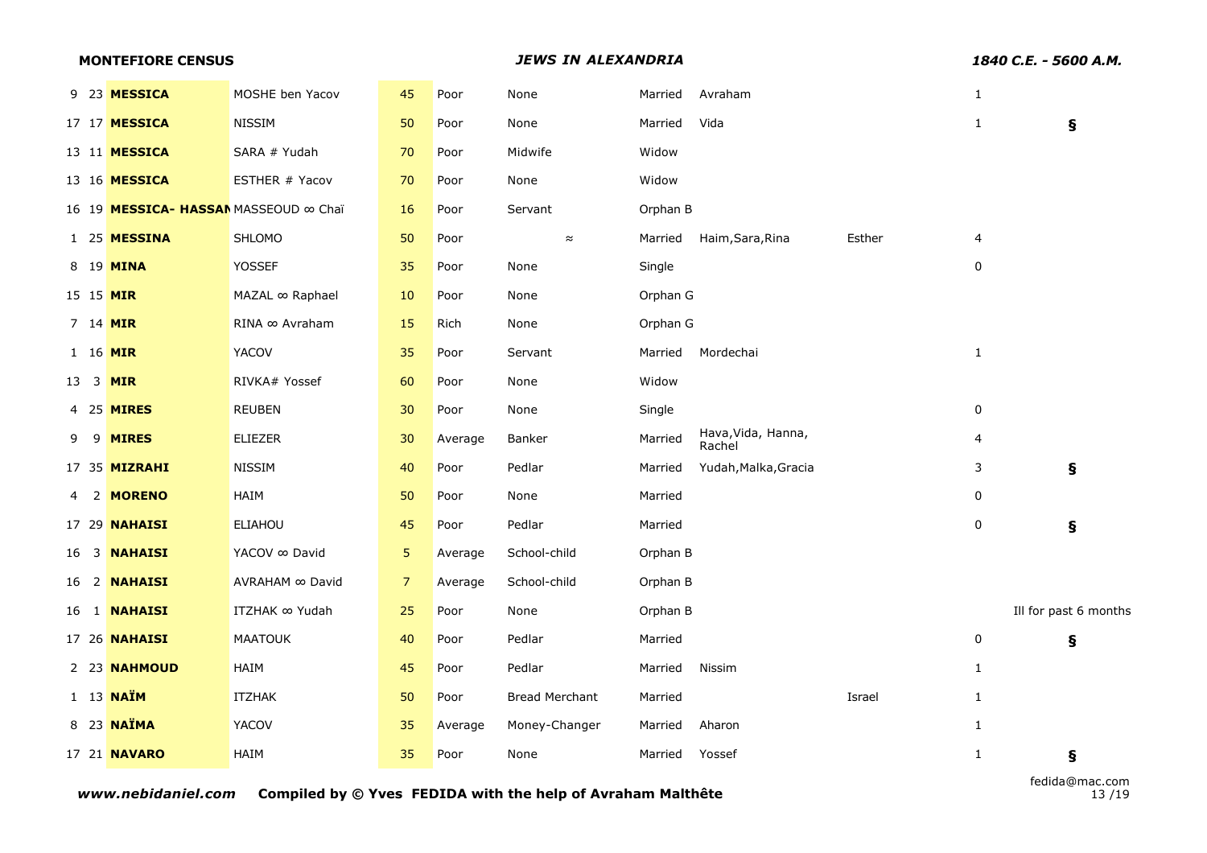| | | | | | | | | | | | |
|---|---|---|---|---|---|---|---|---|---|---|---|
| 9 | 23 | **MESSICA** | MOSHE ben Yacov | 45 | Poor | None | Married | Avraham | | 1 | |
| 17 | 17 | **MESSICA** | NISSIM | 50 | Poor | None | Married | Vida | | 1 | **§** |
| 13 | 11 | **MESSICA** | SARA # Yudah | 70 | Poor | Midwife | Widow | | | | |
| 13 | 16 | **MESSICA** | ESTHER # Yacov | 70 | Poor | None | Widow | | | | |
| 16 | 19 | **MESSICA- HASSAN** | MASSEOUD ∞ Chaï | 16 | Poor | Servant | Orphan B | | | | |
| 1 | 25 | **MESSINA** | SHLOMO | 50 | Poor | ≈ | Married | Haim,Sara,Rina | Esther | 4 | |
| 8 | 19 | **MINA** | YOSSEF | 35 | Poor | None | Single | | | 0 | |
| 15 | 15 | **MIR** | MAZAL ∞ Raphael | 10 | Poor | None | Orphan G | | | | |
| 7 | 14 | **MIR** | RINA ∞ Avraham | 15 | Rich | None | Orphan G | | | | |
| 1 | 16 | **MIR** | YACOV | 35 | Poor | Servant | Married | Mordechai | | 1 | |
| 13 | 3 | **MIR** | RIVKA# Yossef | 60 | Poor | None | Widow | | | | |
| 4 | 25 | **MIRES** | REUBEN | 30 | Poor | None | Single | | | 0 | |
| 9 | 9 | **MIRES** | ELIEZER | 30 | Average | Banker | Married | Hava,Vida, Hanna, Rachel | | 4 | |
| 17 | 35 | **MIZRAHI** | NISSIM | 40 | Poor | Pedlar | Married | Yudah,Malka,Gracia | | 3 | **§** |
| 4 | 2 | **MORENO** | HAIM | 50 | Poor | None | Married | | | 0 | |
| 17 | 29 | **NAHAISI** | ELIAHOU | 45 | Poor | Pedlar | Married | | | 0 | **§** |
| 16 | 3 | **NAHAISI** | YACOV ∞ David | 5 | Average | School-child | Orphan B | | | | |
| 16 | 2 | **NAHAISI** | AVRAHAM ∞ David | 7 | Average | School-child | Orphan B | | | | |
| 16 | 1 | **NAHAISI** | ITZHAK ∞ Yudah | 25 | Poor | None | Orphan B | | | | Ill for past 6 months |
| 17 | 26 | **NAHAISI** | MAATOUK | 40 | Poor | Pedlar | Married | | | 0 | **§** |
| 2 | 23 | **NAHMOUD** | HAIM | 45 | Poor | Pedlar | Married | Nissim | | 1 | |
| 1 | 13 | **NAÏM** | ITZHAK | 50 | Poor | Bread Merchant | Married | | Israel | 1 | |
| 8 | 23 | **NAÏMA** | YACOV | 35 | Average | Money-Changer | Married | Aharon | | 1 | |
| 17 | 21 | **NAVARO** | HAIM | 35 | Poor | None | Married | Yossef | | 1 | **§** |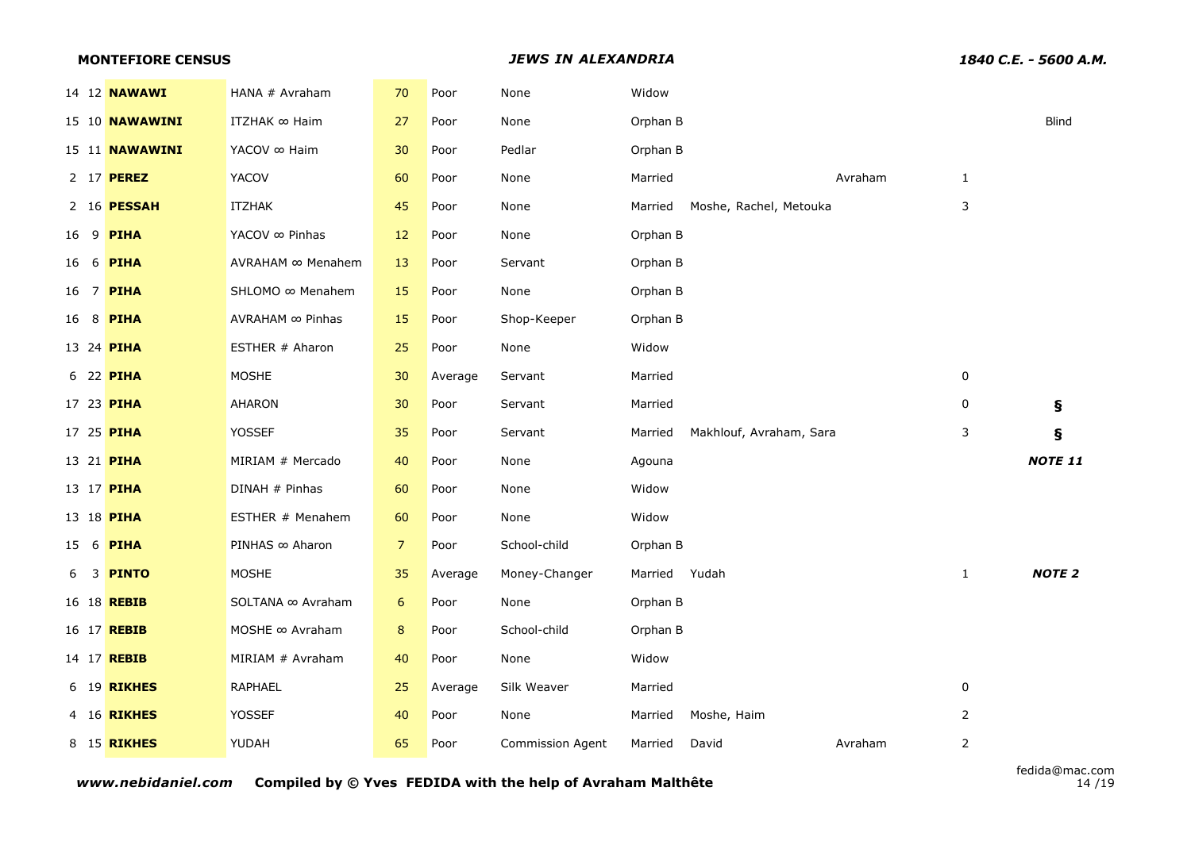| | | | | | | | | | | | |
|---|---|---|---|---|---|---|---|---|---|---|---|
| 14 | 12 | **NAWAWI** | HANA # Avraham | 70 | Poor | None | Widow | | | | |
| 15 | 10 | **NAWAWINI** | ITZHAK ∞ Haim | 27 | Poor | None | Orphan B | | | | Blind |
| 15 | 11 | **NAWAWINI** | YACOV ∞ Haim | 30 | Poor | Pedlar | Orphan B | | | | |
| 2 | 17 | **PEREZ** | YACOV | 60 | Poor | None | Married | | Avraham | 1 | |
| 2 | 16 | **PESSAH** | ITZHAK | 45 | Poor | None | Married | Moshe, Rachel, Metouka | | 3 | |
| 16 | 9 | **PIHA** | YACOV ∞ Pinhas | 12 | Poor | None | Orphan B | | | | |
| 16 | 6 | **PIHA** | AVRAHAM ∞ Menahem | 13 | Poor | Servant | Orphan B | | | | |
| 16 | 7 | **PIHA** | SHLOMO ∞ Menahem | 15 | Poor | None | Orphan B | | | | |
| 16 | 8 | **PIHA** | AVRAHAM ∞ Pinhas | 15 | Poor | Shop-Keeper | Orphan B | | | | |
| 13 | 24 | **PIHA** | ESTHER # Aharon | 25 | Poor | None | Widow | | | | |
| 6 | 22 | **PIHA** | MOSHE | 30 | Average | Servant | Married | | | 0 | |
| 17 | 23 | **PIHA** | AHARON | 30 | Poor | Servant | Married | | | 0 | **§** |
| 17 | 25 | **PIHA** | YOSSEF | 35 | Poor | Servant | Married | Makhlouf, Avraham, Sara | | 3 | **§** |
| 13 | 21 | **PIHA** | MIRIAM # Mercado | 40 | Poor | None | Agouna | | | | ***NOTE 11*** |
| 13 | 17 | **PIHA** | DINAH # Pinhas | 60 | Poor | None | Widow | | | | |
| 13 | 18 | **PIHA** | ESTHER # Menahem | 60 | Poor | None | Widow | | | | |
| 15 | 6 | **PIHA** | PINHAS ∞ Aharon | 7 | Poor | School-child | Orphan B | | | | |
| 6 | 3 | **PINTO** | MOSHE | 35 | Average | Money-Changer | Married | Yudah | | 1 | ***NOTE 2*** |
| 16 | 18 | **REBIB** | SOLTANA ∞ Avraham | 6 | Poor | None | Orphan B | | | | |
| 16 | 17 | **REBIB** | MOSHE ∞ Avraham | 8 | Poor | School-child | Orphan B | | | | |
| 14 | 17 | **REBIB** | MIRIAM # Avraham | 40 | Poor | None | Widow | | | | |
| 6 | 19 | **RIKHES** | RAPHAEL | 25 | Average | Silk Weaver | Married | | | 0 | |
| 4 | 16 | **RIKHES** | YOSSEF | 40 | Poor | None | Married | Moshe, Haim | | 2 | |
| 8 | 15 | **RIKHES** | YUDAH | 65 | Poor | Commission Agent | Married | David | Avraham | 2 | |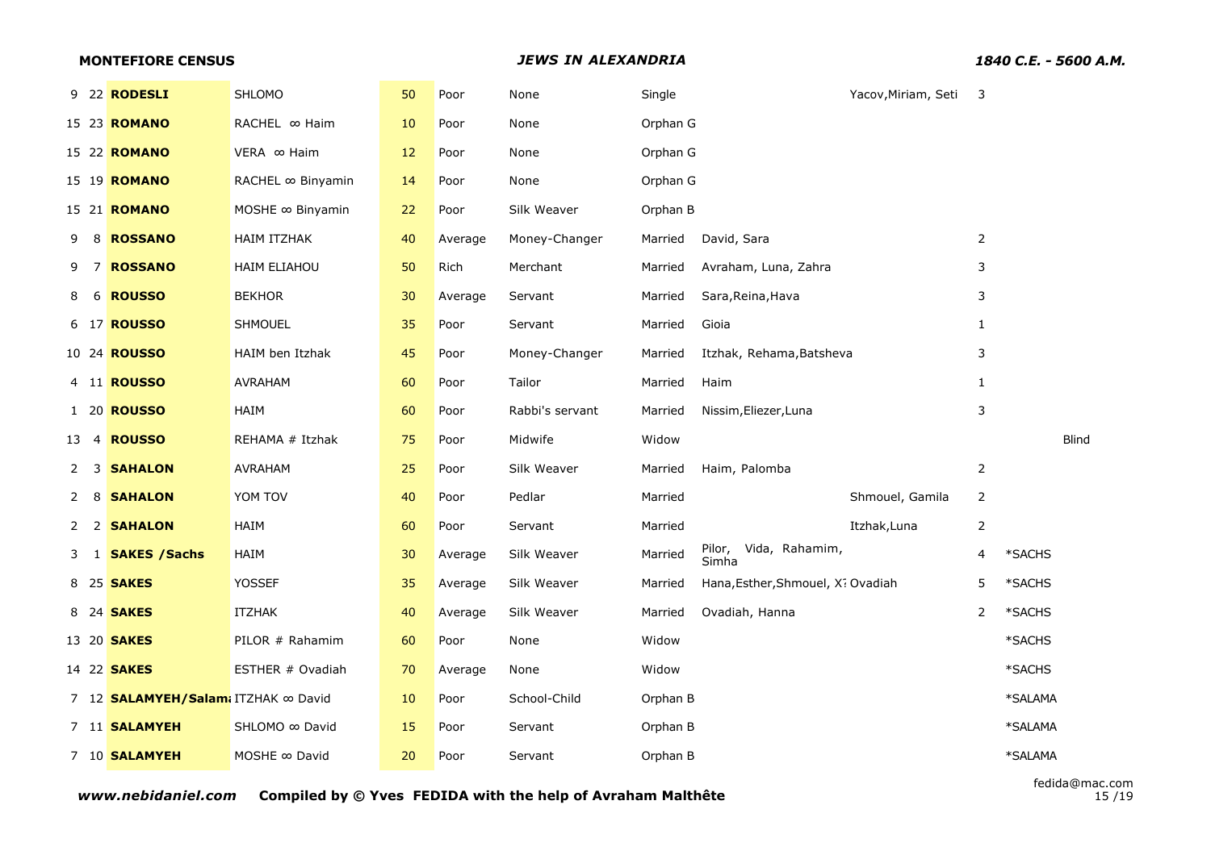| | | | | | | | | | | | | |
|---|---|---|---|---|---|---|---|---|---|---|---|---|
| 9 | 22 | **RODESLI** | SHLOMO | 50 | Poor | None | Single | | Yacov,Miriam, Seti | 3 | | |
| 15 | 23 | **ROMANO** | RACHEL ∞ Haim | 10 | Poor | None | Orphan G | | | | | |
| 15 | 22 | **ROMANO** | VERA ∞ Haim | 12 | Poor | None | Orphan G | | | | | |
| 15 | 19 | **ROMANO** | RACHEL ∞ Binyamin | 14 | Poor | None | Orphan G | | | | | |
| 15 | 21 | **ROMANO** | MOSHE ∞ Binyamin | 22 | Poor | Silk Weaver | Orphan B | | | | | |
| 9 | 8 | **ROSSANO** | HAIM ITZHAK | 40 | Average | Money-Changer | Married | David, Sara | | 2 | | |
| 9 | 7 | **ROSSANO** | HAIM ELIAHOU | 50 | Rich | Merchant | Married | Avraham, Luna, Zahra | | 3 | | |
| 8 | 6 | **ROUSSO** | BEKHOR | 30 | Average | Servant | Married | Sara,Reina,Hava | | 3 | | |
| 6 | 17 | **ROUSSO** | SHMOUEL | 35 | Poor | Servant | Married | Gioia | | 1 | | |
| 10 | 24 | **ROUSSO** | HAIM ben Itzhak | 45 | Poor | Money-Changer | Married | Itzhak, Rehama,Batsheva | | 3 | | |
| 4 | 11 | **ROUSSO** | AVRAHAM | 60 | Poor | Tailor | Married | Haim | | 1 | | |
| 1 | 20 | **ROUSSO** | HAIM | 60 | Poor | Rabbi's servant | Married | Nissim,Eliezer,Luna | | 3 | | |
| 13 | 4 | **ROUSSO** | REHAMA # Itzhak | 75 | Poor | Midwife | Widow | | | | | Blind |
| 2 | 3 | **SAHALON** | AVRAHAM | 25 | Poor | Silk Weaver | Married | Haim, Palomba | | 2 | | |
| 2 | 8 | **SAHALON** | YOM TOV | 40 | Poor | Pedlar | Married | | Shmouel, Gamila | 2 | | |
| 2 | 2 | **SAHALON** | HAIM | 60 | Poor | Servant | Married | | Itzhak,Luna | 2 | | |
| 3 | 1 | **SAKES /Sachs** | HAIM | 30 | Average | Silk Weaver | Married | Pilor, Vida, Rahamim, Simha | | 4 | *SACHS | |
| 8 | 25 | **SAKES** | YOSSEF | 35 | Average | Silk Weaver | Married | Hana,Esther,Shmouel, X | Ovadiah | 5 | *SACHS | |
| 8 | 24 | **SAKES** | ITZHAK | 40 | Average | Silk Weaver | Married | Ovadiah, Hanna | | 2 | *SACHS | |
| 13 | 20 | **SAKES** | PILOR # Rahamim | 60 | Poor | None | Widow | | | | *SACHS | |
| 14 | 22 | **SAKES** | ESTHER # Ovadiah | 70 | Average | None | Widow | | | | *SACHS | |
| 7 | 12 | **SALAMYEH/Salama** | ITZHAK ∞ David | 10 | Poor | School-Child | Orphan B | | | | *SALAMA | |
| 7 | 11 | **SALAMYEH** | SHLOMO ∞ David | 15 | Poor | Servant | Orphan B | | | | *SALAMA | |
| 7 | 10 | **SALAMYEH** | MOSHE ∞ David | 20 | Poor | Servant | Orphan B | | | | *SALAMA | |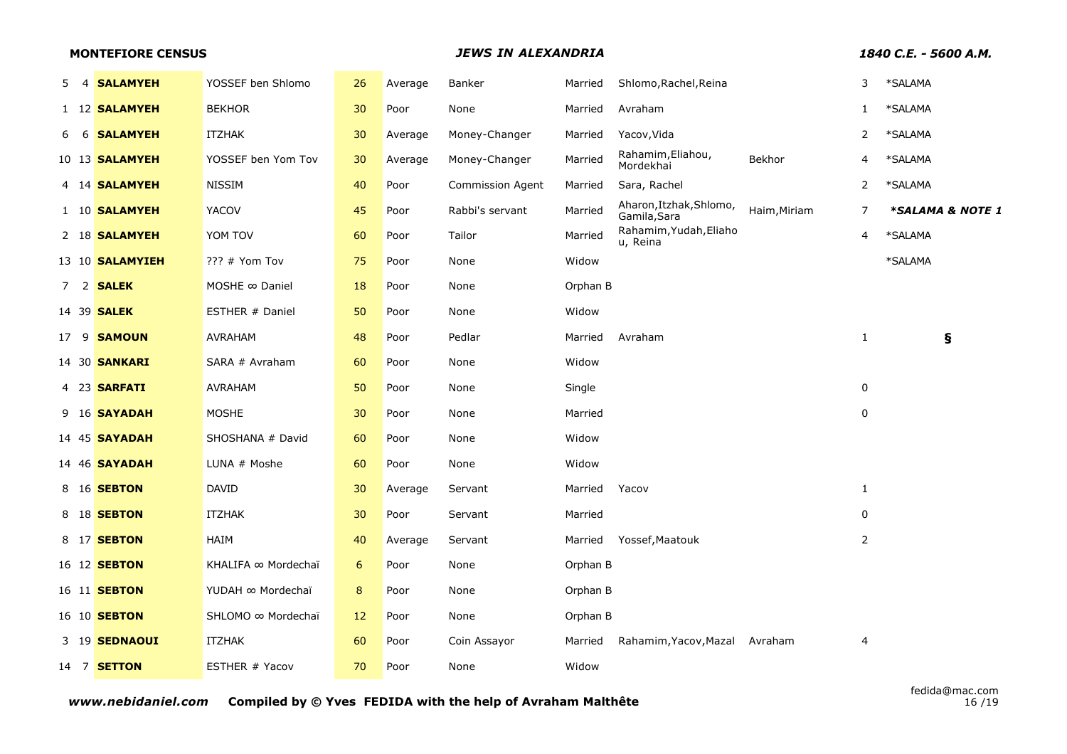| | | | | | | | | | | | |
|---|---|---|---|---|---|---|---|---|---|---|---|
| 5 | 4 | **SALAMYEH** | YOSSEF ben Shlomo | 26 | Average | Banker | Married | Shlomo,Rachel,Reina | | 3 | *SALAMA |
| 1 | 12 | **SALAMYEH** | BEKHOR | 30 | Poor | None | Married | Avraham | | 1 | *SALAMA |
| 6 | 6 | **SALAMYEH** | ITZHAK | 30 | Average | Money-Changer | Married | Yacov,Vida | | 2 | *SALAMA |
| 10 | 13 | **SALAMYEH** | YOSSEF ben Yom Tov | 30 | Average | Money-Changer | Married | Rahamim,Eliahou, Mordekhai | Bekhor | 4 | *SALAMA |
| 4 | 14 | **SALAMYEH** | NISSIM | 40 | Poor | Commission Agent | Married | Sara, Rachel | | 2 | *SALAMA |
| 1 | 10 | **SALAMYEH** | YACOV | 45 | Poor | Rabbi's servant | Married | Aharon,Itzhak,Shlomo, Gamila,Sara | Haim,Miriam | 7 | ***SALAMA & NOTE 1*** |
| 2 | 18 | **SALAMYEH** | YOM TOV | 60 | Poor | Tailor | Married | Rahamim,Yudah,Eliahou, Reina | | 4 | *SALAMA |
| 13 | 10 | **SALAMYIEH** | ??? # Yom Tov | 75 | Poor | None | Widow | | | | *SALAMA |
| 7 | 2 | **SALEK** | MOSHE ∞ Daniel | 18 | Poor | None | Orphan B | | | | |
| 14 | 39 | **SALEK** | ESTHER # Daniel | 50 | Poor | None | Widow | | | | |
| 17 | 9 | **SAMOUN** | AVRAHAM | 48 | Poor | Pedlar | Married | Avraham | | 1 | **§** |
| 14 | 30 | **SANKARI** | SARA # Avraham | 60 | Poor | None | Widow | | | | |
| 4 | 23 | **SARFATI** | AVRAHAM | 50 | Poor | None | Single | | | 0 | |
| 9 | 16 | **SAYADAH** | MOSHE | 30 | Poor | None | Married | | | 0 | |
| 14 | 45 | **SAYADAH** | SHOSHANA # David | 60 | Poor | None | Widow | | | | |
| 14 | 46 | **SAYADAH** | LUNA # Moshe | 60 | Poor | None | Widow | | | | |
| 8 | 16 | **SEBTON** | DAVID | 30 | Average | Servant | Married | Yacov | | 1 | |
| 8 | 18 | **SEBTON** | ITZHAK | 30 | Poor | Servant | Married | | | 0 | |
| 8 | 17 | **SEBTON** | HAIM | 40 | Average | Servant | Married | Yossef,Maatouk | | 2 | |
| 16 | 12 | **SEBTON** | KHALIFA ∞ Mordechaï | 6 | Poor | None | Orphan B | | | | |
| 16 | 11 | **SEBTON** | YUDAH ∞ Mordechaï | 8 | Poor | None | Orphan B | | | | |
| 16 | 10 | **SEBTON** | SHLOMO ∞ Mordechaï | 12 | Poor | None | Orphan B | | | | |
| 3 | 19 | **SEDNAOUI** | ITZHAK | 60 | Poor | Coin Assayor | Married | Rahamim,Yacov,Mazal | Avraham | 4 | |
| 14 | 7 | **SETTON** | ESTHER # Yacov | 70 | Poor | None | Widow | | | | |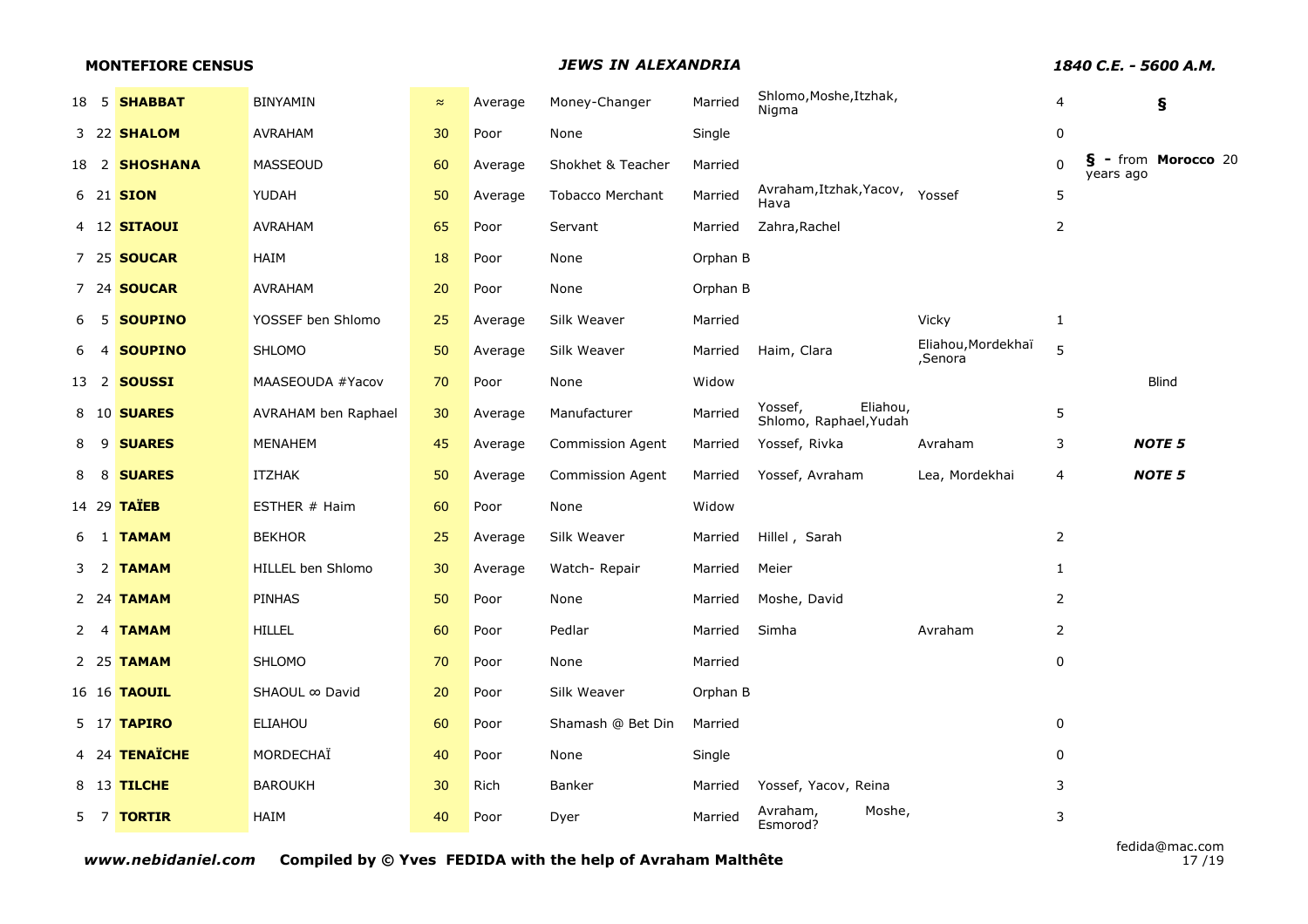| | | | | | | | | | | | |
|---|---|---|---|---|---|---|---|---|---|---|---|
| 18 | 5 | **SHABBAT** | BINYAMIN | ≈ | Average | Money-Changer | Married | Shlomo,Moshe,Itzhak, Nigma | | 4 | **§** |
| 3 | 22 | **SHALOM** | AVRAHAM | 30 | Poor | None | Single | | | 0 | |
| 18 | 2 | **SHOSHANA** | MASSEOUD | 60 | Average | Shokhet & Teacher | Married | | | 0 | **§ -** from **Morocco** 20 years ago |
| 6 | 21 | **SION** | YUDAH | 50 | Average | Tobacco Merchant | Married | Avraham,Itzhak,Yacov, Hava | Yossef | 5 | |
| 4 | 12 | **SITAOUI** | AVRAHAM | 65 | Poor | Servant | Married | Zahra,Rachel | | 2 | |
| 7 | 25 | **SOUCAR** | HAIM | 18 | Poor | None | Orphan B | | | | |
| 7 | 24 | **SOUCAR** | AVRAHAM | 20 | Poor | None | Orphan B | | | | |
| 6 | 5 | **SOUPINO** | YOSSEF ben Shlomo | 25 | Average | Silk Weaver | Married | | Vicky | 1 | |
| 6 | 4 | **SOUPINO** | SHLOMO | 50 | Average | Silk Weaver | Married | Haim, Clara | Eliahou,Mordekhaï ,Senora | 5 | |
| 13 | 2 | **SOUSSI** | MAASEOUDA #Yacov | 70 | Poor | None | Widow | | | | Blind |
| 8 | 10 | **SUARES** | AVRAHAM ben Raphael | 30 | Average | Manufacturer | Married | Yossef, Eliahou, Shlomo, Raphael,Yudah | | 5 | |
| 8 | 9 | **SUARES** | MENAHEM | 45 | Average | Commission Agent | Married | Yossef, Rivka | Avraham | 3 | ***NOTE 5*** |
| 8 | 8 | **SUARES** | ITZHAK | 50 | Average | Commission Agent | Married | Yossef, Avraham | Lea, Mordekhai | 4 | ***NOTE 5*** |
| 14 | 29 | **TAÏEB** | ESTHER # Haim | 60 | Poor | None | Widow | | | | |
| 6 | 1 | **TAMAM** | BEKHOR | 25 | Average | Silk Weaver | Married | Hillel , Sarah | | 2 | |
| 3 | 2 | **TAMAM** | HILLEL ben Shlomo | 30 | Average | Watch- Repair | Married | Meier | | 1 | |
| 2 | 24 | **TAMAM** | PINHAS | 50 | Poor | None | Married | Moshe, David | | 2 | |
| 2 | 4 | **TAMAM** | HILLEL | 60 | Poor | Pedlar | Married | Simha | Avraham | 2 | |
| 2 | 25 | **TAMAM** | SHLOMO | 70 | Poor | None | Married | | | 0 | |
| 16 | 16 | **TAOUIL** | SHAOUL ∞ David | 20 | Poor | Silk Weaver | Orphan B | | | | |
| 5 | 17 | **TAPIRO** | ELIAHOU | 60 | Poor | Shamash @ Bet Din | Married | | | 0 | |
| 4 | 24 | **TENAÏCHE** | MORDECHAÏ | 40 | Poor | None | Single | | | 0 | |
| 8 | 13 | **TILCHE** | BAROUKH | 30 | Rich | Banker | Married | Yossef, Yacov, Reina | | 3 | |
| 5 | 7 | **TORTIR** | HAIM | 40 | Poor | Dyer | Married | Avraham, Moshe, Esmorod? | | 3 | |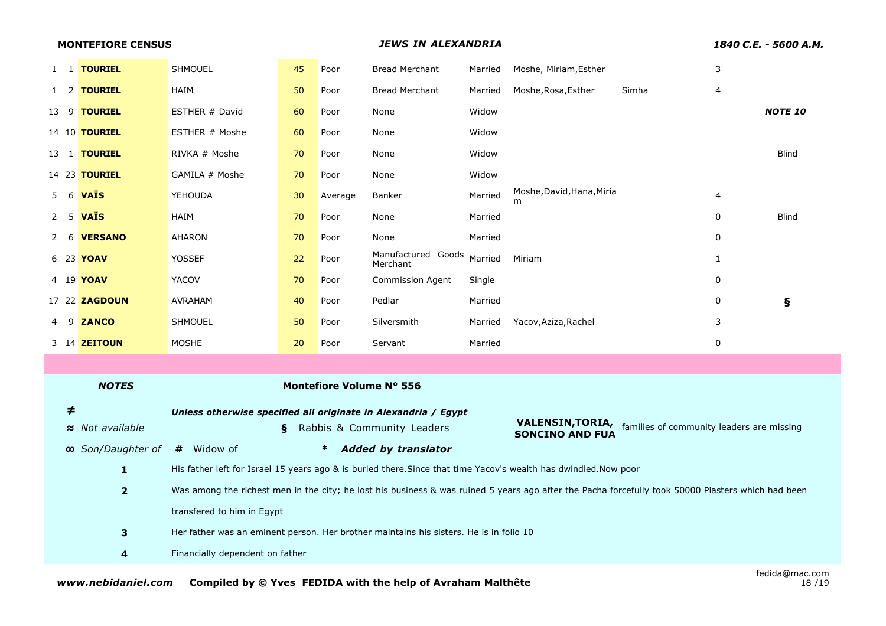**MONTEFIORE CENSUS** | ***JEWS IN ALEXANDRIA*** | ***1840 C.E. - 5600 A.M.***

| | | | | | | | | | | | |
|---|---|---|---|---|---|---|---|---|---|---|---|
| 1 | 1 | **TOURIEL** | SHMOUEL | 45 | Poor | Bread Merchant | Married | Moshe, Miriam,Esther | | 3 | |
| 1 | 2 | **TOURIEL** | HAIM | 50 | Poor | Bread Merchant | Married | Moshe,Rosa,Esther | Simha | 4 | |
| 13 | 9 | **TOURIEL** | ESTHER # David | 60 | Poor | None | Widow | | | | ***NOTE 10*** |
| 14 | 10 | **TOURIEL** | ESTHER # Moshe | 60 | Poor | None | Widow | | | | |
| 13 | 1 | **TOURIEL** | RIVKA # Moshe | 70 | Poor | None | Widow | | | | Blind |
| 14 | 23 | **TOURIEL** | GAMILA # Moshe | 70 | Poor | None | Widow | | | | |
| 5 | 6 | **VAÏS** | YEHOUDA | 30 | Average | Banker | Married | Moshe,David,Hana,Miriam | | 4 | |
| 2 | 5 | **VAÏS** | HAIM | 70 | Poor | None | Married | | | 0 | Blind |
| 2 | 6 | **VERSANO** | AHARON | 70 | Poor | None | Married | | | 0 | |
| 6 | 23 | **YOAV** | YOSSEF | 22 | Poor | Manufactured Goods Merchant | Married | Miriam | | 1 | |
| 4 | 19 | **YOAV** | YACOV | 70 | Poor | Commission Agent | Single | | | 0 | |
| 17 | 22 | **ZAGDOUN** | AVRAHAM | 40 | Poor | Pedlar | Married | | | 0 | **§** |
| 4 | 9 | **ZANCO** | SHMOUEL | 50 | Poor | Silversmith | Married | Yacov,Aziza,Rachel | | 3 | |
| 3 | 14 | **ZEITOUN** | MOSHE | 20 | Poor | Servant | Married | | | 0 | |

***NOTES*** — **Montefiore Volume N° 556**

**≠** *Unless otherwise specified all originate in Alexandria / Egypt*

**≈** *Not available* — **§** Rabbis & Community Leaders — **VALENSIN,TORIA, SONCINO AND FUA** families of community leaders are missing

**∞** *Son/Daughter of* — **#** Widow of — **\*** ***Added by translator***

**1** His father left for Israel 15 years ago & is buried there.Since that time Yacov's wealth has dwindled.Now poor

**2** Was among the richest men in the city; he lost his business & was ruined 5 years ago after the Pacha forcefully took 50000 Piasters which had been transfered to him in Egypt

**3** Her father was an eminent person. Her brother maintains his sisters. He is in folio 10

**4** Financially dependent on father

***www.nebidaniel.com*** **Compiled by © Yves FEDIDA with the help of Avraham Malthête** fedida@mac.com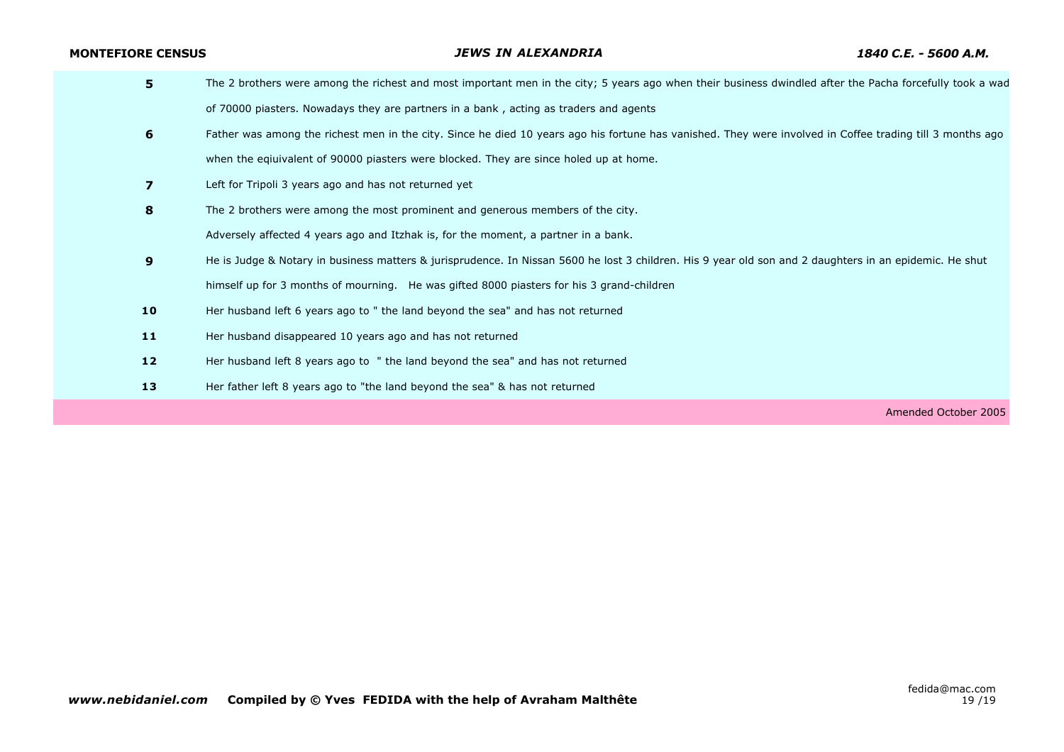| | |
|---|---|
| **5** | The 2 brothers were among the richest and most important men in the city; 5 years ago when their business dwindled after the Pacha forcefully took a wad of 70000 piasters. Nowadays they are partners in a bank , acting as traders and agents |
| **6** | Father was among the richest men in the city. Since he died 10 years ago his fortune has vanished. They were involved in Coffee trading till 3 months ago when the eqiuivalent of 90000 piasters were blocked. They are since holed up at home. |
| **7** | Left for Tripoli 3 years ago and has not returned yet |
| **8** | The 2 brothers were among the most prominent and generous members of the city. Adversely affected 4 years ago and Itzhak is, for the moment, a partner in a bank. |
| **9** | He is Judge & Notary in business matters & jurisprudence. In Nissan 5600 he lost 3 children. His 9 year old son and 2 daughters in an epidemic. He shut himself up for 3 months of mourning. He was gifted 8000 piasters for his 3 grand-children |
| **10** | Her husband left 6 years ago to " the land beyond the sea" and has not returned |
| **11** | Her husband disappeared 10 years ago and has not returned |
| **12** | Her husband left 8 years ago to " the land beyond the sea" and has not returned |
| **13** | Her father left 8 years ago to "the land beyond the sea" & has not returned |

Amended October 2005